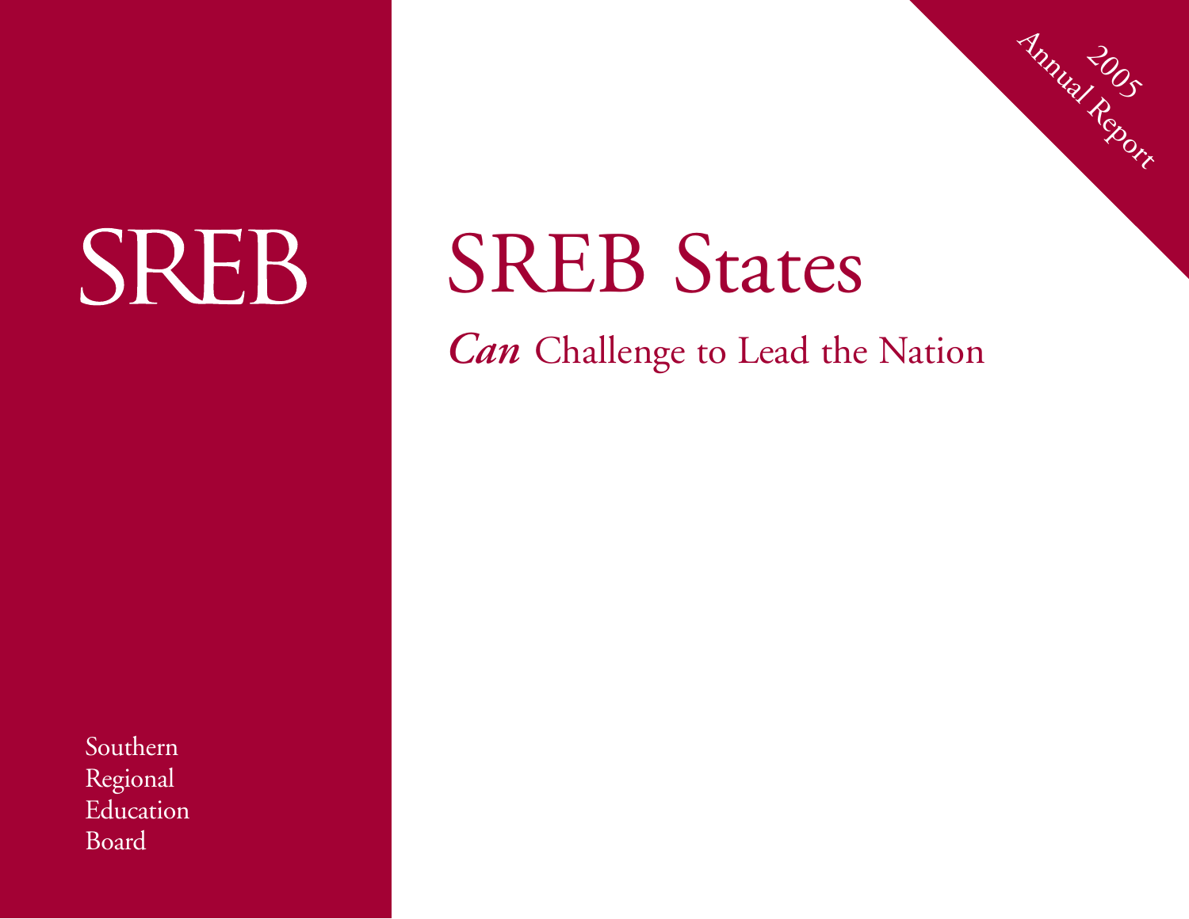2005 Annual Report

SREB

# SREB States

## *Can* Challenge to Lead the Nation

Southern
Regional
Education
Board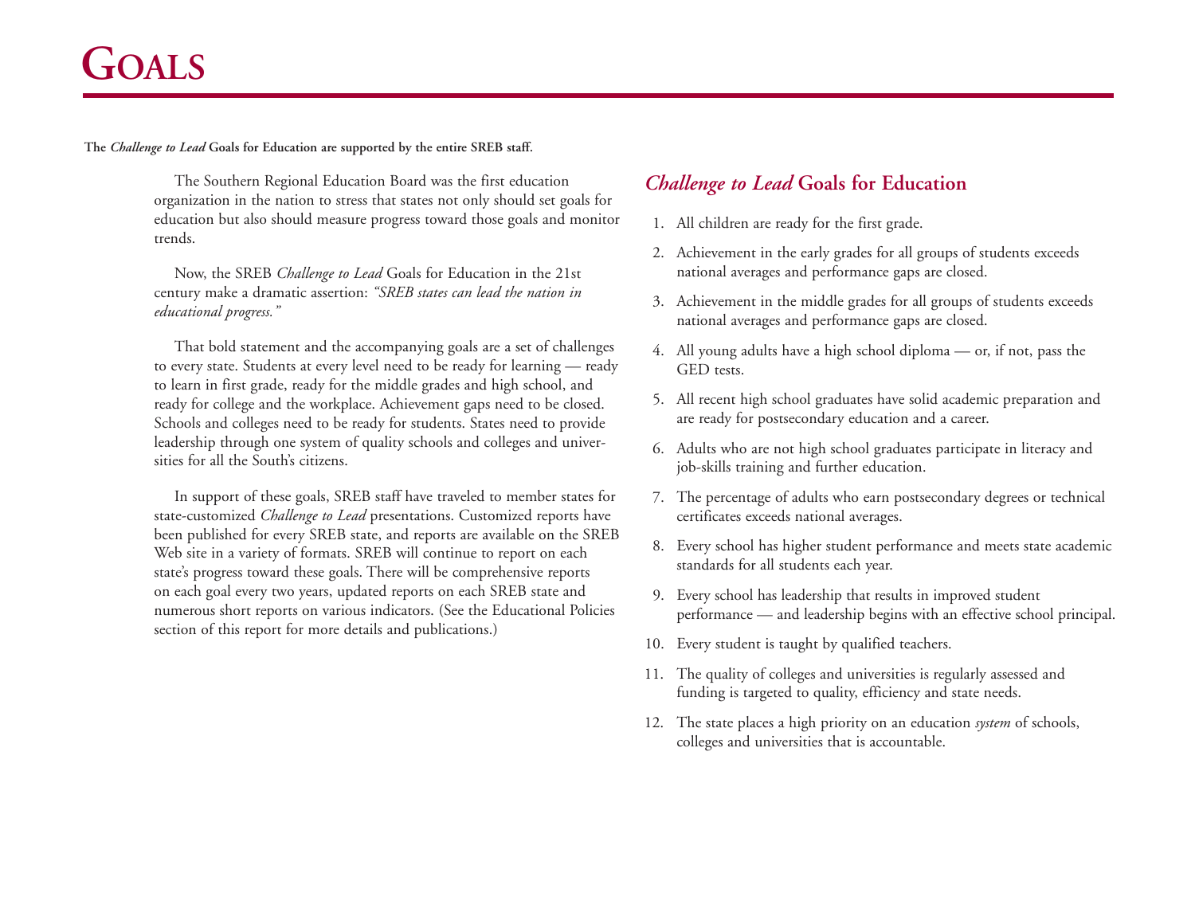# Goals

**The *Challenge to Lead* Goals for Education are supported by the entire SREB staff.**

The Southern Regional Education Board was the first education organization in the nation to stress that states not only should set goals for education but also should measure progress toward those goals and monitor trends.

Now, the SREB *Challenge to Lead* Goals for Education in the 21st century make a dramatic assertion: *"SREB states can lead the nation in educational progress."*

That bold statement and the accompanying goals are a set of challenges to every state. Students at every level need to be ready for learning — ready to learn in first grade, ready for the middle grades and high school, and ready for college and the workplace. Achievement gaps need to be closed. Schools and colleges need to be ready for students. States need to provide leadership through one system of quality schools and colleges and universities for all the South's citizens.

In support of these goals, SREB staff have traveled to member states for state-customized *Challenge to Lead* presentations. Customized reports have been published for every SREB state, and reports are available on the SREB Web site in a variety of formats. SREB will continue to report on each state's progress toward these goals. There will be comprehensive reports on each goal every two years, updated reports on each SREB state and numerous short reports on various indicators. (See the Educational Policies section of this report for more details and publications.)

## *Challenge to Lead* Goals for Education

1. All children are ready for the first grade.
2. Achievement in the early grades for all groups of students exceeds national averages and performance gaps are closed.
3. Achievement in the middle grades for all groups of students exceeds national averages and performance gaps are closed.
4. All young adults have a high school diploma — or, if not, pass the GED tests.
5. All recent high school graduates have solid academic preparation and are ready for postsecondary education and a career.
6. Adults who are not high school graduates participate in literacy and job-skills training and further education.
7. The percentage of adults who earn postsecondary degrees or technical certificates exceeds national averages.
8. Every school has higher student performance and meets state academic standards for all students each year.
9. Every school has leadership that results in improved student performance — and leadership begins with an effective school principal.
10. Every student is taught by qualified teachers.
11. The quality of colleges and universities is regularly assessed and funding is targeted to quality, efficiency and state needs.
12. The state places a high priority on an education *system* of schools, colleges and universities that is accountable.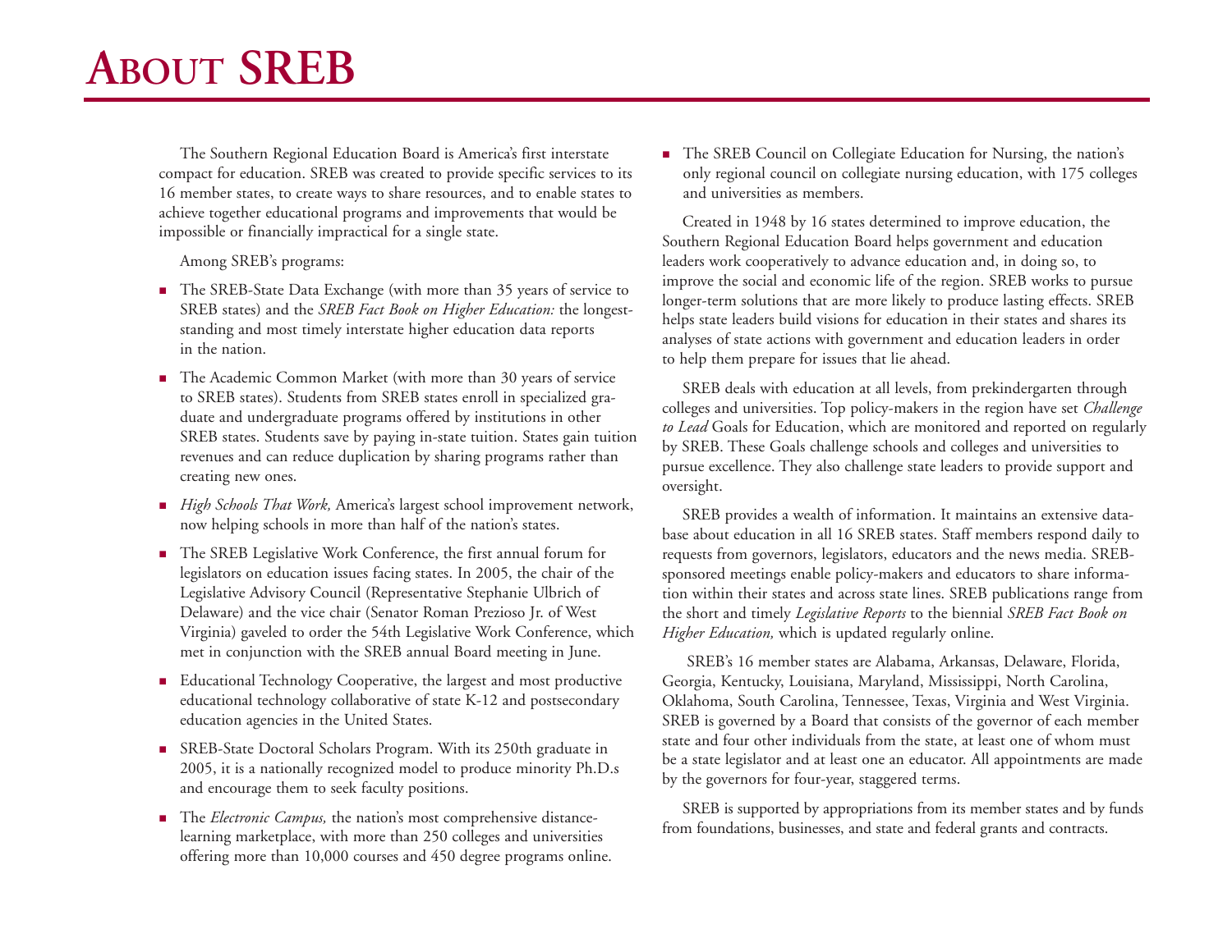# About SREB

The Southern Regional Education Board is America's first interstate compact for education. SREB was created to provide specific services to its 16 member states, to create ways to share resources, and to enable states to achieve together educational programs and improvements that would be impossible or financially impractical for a single state.

Among SREB's programs:

- The SREB-State Data Exchange (with more than 35 years of service to SREB states) and the *SREB Fact Book on Higher Education:* the longest-standing and most timely interstate higher education data reports in the nation.
- The Academic Common Market (with more than 30 years of service to SREB states). Students from SREB states enroll in specialized graduate and undergraduate programs offered by institutions in other SREB states. Students save by paying in-state tuition. States gain tuition revenues and can reduce duplication by sharing programs rather than creating new ones.
- *High Schools That Work,* America's largest school improvement network, now helping schools in more than half of the nation's states.
- The SREB Legislative Work Conference, the first annual forum for legislators on education issues facing states. In 2005, the chair of the Legislative Advisory Council (Representative Stephanie Ulbrich of Delaware) and the vice chair (Senator Roman Prezioso Jr. of West Virginia) gaveled to order the 54th Legislative Work Conference, which met in conjunction with the SREB annual Board meeting in June.
- Educational Technology Cooperative, the largest and most productive educational technology collaborative of state K-12 and postsecondary education agencies in the United States.
- SREB-State Doctoral Scholars Program. With its 250th graduate in 2005, it is a nationally recognized model to produce minority Ph.D.s and encourage them to seek faculty positions.
- The *Electronic Campus,* the nation's most comprehensive distance-learning marketplace, with more than 250 colleges and universities offering more than 10,000 courses and 450 degree programs online.
- The SREB Council on Collegiate Education for Nursing, the nation's only regional council on collegiate nursing education, with 175 colleges and universities as members.

Created in 1948 by 16 states determined to improve education, the Southern Regional Education Board helps government and education leaders work cooperatively to advance education and, in doing so, to improve the social and economic life of the region. SREB works to pursue longer-term solutions that are more likely to produce lasting effects. SREB helps state leaders build visions for education in their states and shares its analyses of state actions with government and education leaders in order to help them prepare for issues that lie ahead.

SREB deals with education at all levels, from prekindergarten through colleges and universities. Top policy-makers in the region have set *Challenge to Lead* Goals for Education, which are monitored and reported on regularly by SREB. These Goals challenge schools and colleges and universities to pursue excellence. They also challenge state leaders to provide support and oversight.

SREB provides a wealth of information. It maintains an extensive database about education in all 16 SREB states. Staff members respond daily to requests from governors, legislators, educators and the news media. SREB-sponsored meetings enable policy-makers and educators to share information within their states and across state lines. SREB publications range from the short and timely *Legislative Reports* to the biennial *SREB Fact Book on Higher Education,* which is updated regularly online.

SREB's 16 member states are Alabama, Arkansas, Delaware, Florida, Georgia, Kentucky, Louisiana, Maryland, Mississippi, North Carolina, Oklahoma, South Carolina, Tennessee, Texas, Virginia and West Virginia. SREB is governed by a Board that consists of the governor of each member state and four other individuals from the state, at least one of whom must be a state legislator and at least one an educator. All appointments are made by the governors for four-year, staggered terms.

SREB is supported by appropriations from its member states and by funds from foundations, businesses, and state and federal grants and contracts.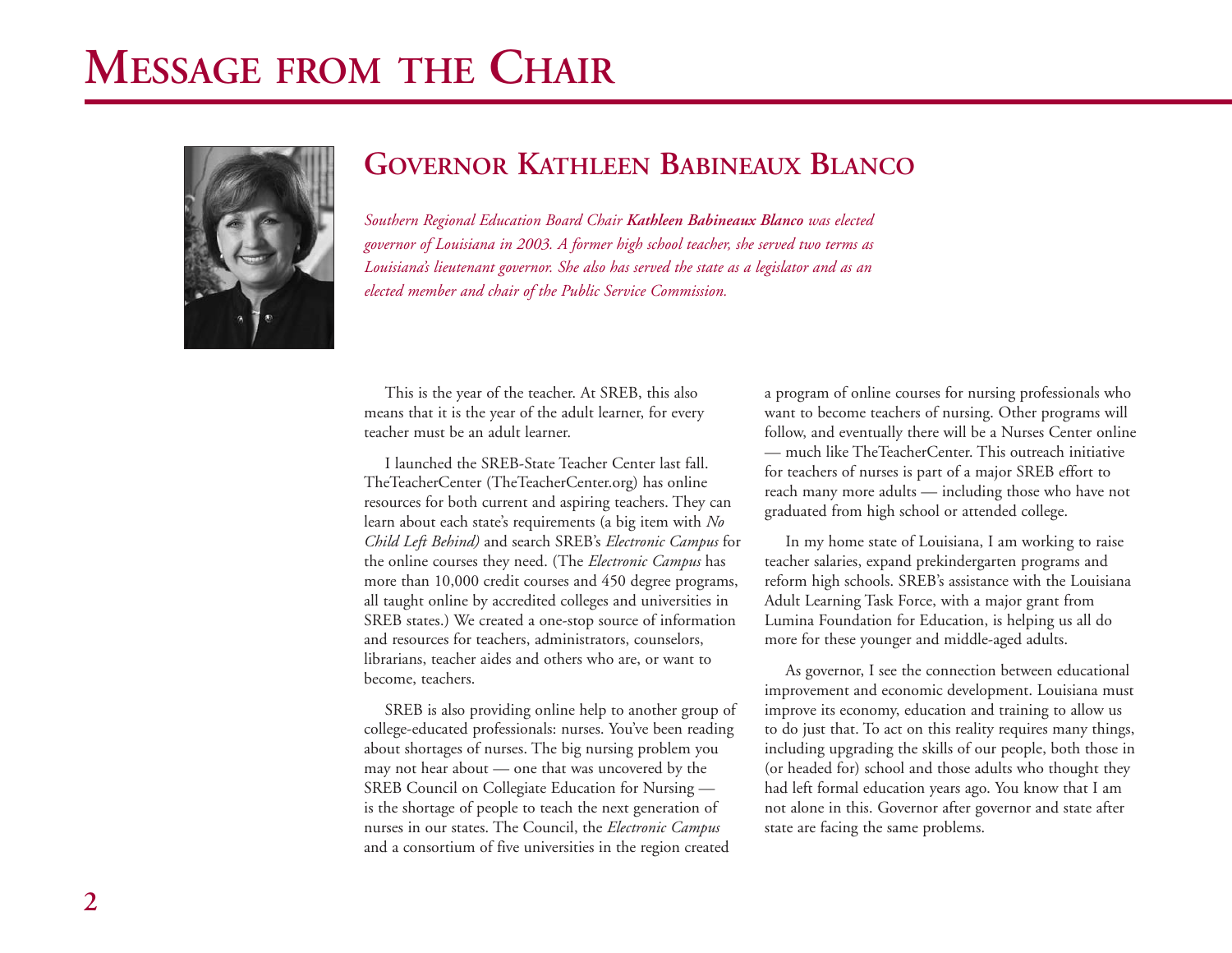# Message from the Chair

## Governor Kathleen Babineaux Blanco

*Southern Regional Education Board Chair **Kathleen Babineaux Blanco** was elected governor of Louisiana in 2003. A former high school teacher, she served two terms as Louisiana's lieutenant governor. She also has served the state as a legislator and as an elected member and chair of the Public Service Commission.*

This is the year of the teacher. At SREB, this also means that it is the year of the adult learner, for every teacher must be an adult learner.

I launched the SREB-State Teacher Center last fall. TheTeacherCenter (TheTeacherCenter.org) has online resources for both current and aspiring teachers. They can learn about each state's requirements (a big item with *No Child Left Behind)* and search SREB's *Electronic Campus* for the online courses they need. (The *Electronic Campus* has more than 10,000 credit courses and 450 degree programs, all taught online by accredited colleges and universities in SREB states.) We created a one-stop source of information and resources for teachers, administrators, counselors, librarians, teacher aides and others who are, or want to become, teachers.

SREB is also providing online help to another group of college-educated professionals: nurses. You've been reading about shortages of nurses. The big nursing problem you may not hear about — one that was uncovered by the SREB Council on Collegiate Education for Nursing — is the shortage of people to teach the next generation of nurses in our states. The Council, the *Electronic Campus* and a consortium of five universities in the region created a program of online courses for nursing professionals who want to become teachers of nursing. Other programs will follow, and eventually there will be a Nurses Center online — much like TheTeacherCenter. This outreach initiative for teachers of nurses is part of a major SREB effort to reach many more adults — including those who have not graduated from high school or attended college.

In my home state of Louisiana, I am working to raise teacher salaries, expand prekindergarten programs and reform high schools. SREB's assistance with the Louisiana Adult Learning Task Force, with a major grant from Lumina Foundation for Education, is helping us all do more for these younger and middle-aged adults.

As governor, I see the connection between educational improvement and economic development. Louisiana must improve its economy, education and training to allow us to do just that. To act on this reality requires many things, including upgrading the skills of our people, both those in (or headed for) school and those adults who thought they had left formal education years ago. You know that I am not alone in this. Governor after governor and state after state are facing the same problems.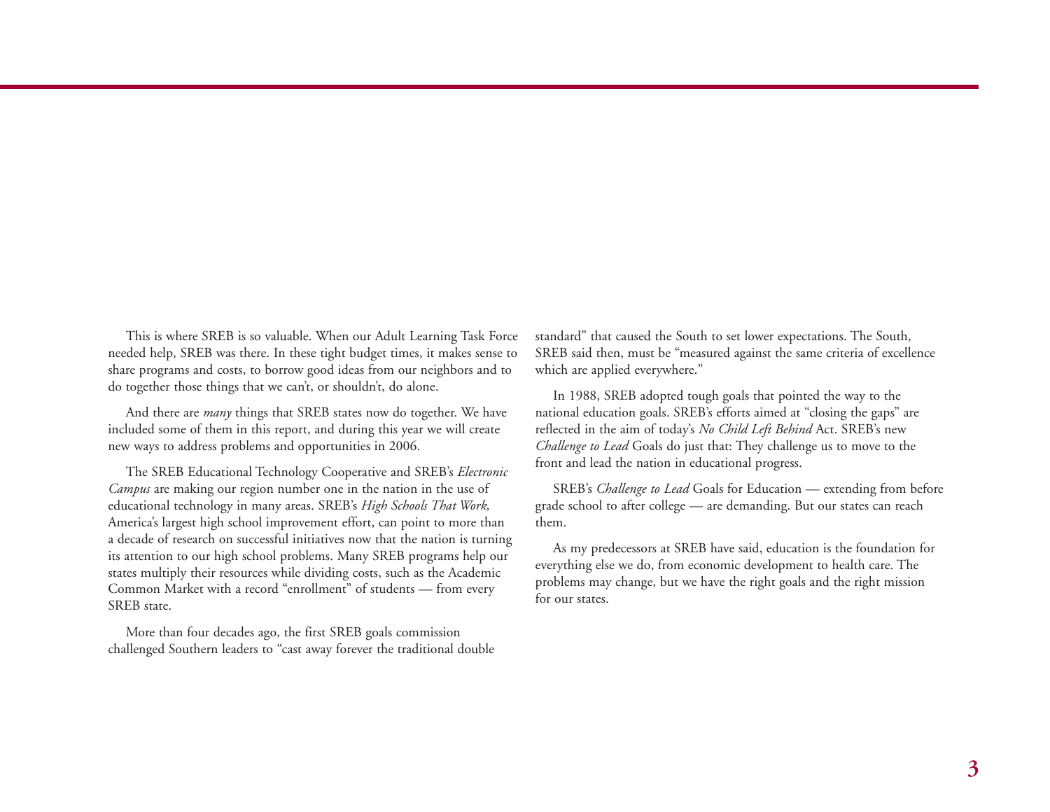This is where SREB is so valuable. When our Adult Learning Task Force needed help, SREB was there. In these tight budget times, it makes sense to share programs and costs, to borrow good ideas from our neighbors and to do together those things that we can't, or shouldn't, do alone.

And there are *many* things that SREB states now do together. We have included some of them in this report, and during this year we will create new ways to address problems and opportunities in 2006.

The SREB Educational Technology Cooperative and SREB's *Electronic Campus* are making our region number one in the nation in the use of educational technology in many areas. SREB's *High Schools That Work,* America's largest high school improvement effort, can point to more than a decade of research on successful initiatives now that the nation is turning its attention to our high school problems. Many SREB programs help our states multiply their resources while dividing costs, such as the Academic Common Market with a record "enrollment" of students — from every SREB state.

More than four decades ago, the first SREB goals commission challenged Southern leaders to "cast away forever the traditional double standard" that caused the South to set lower expectations. The South, SREB said then, must be "measured against the same criteria of excellence which are applied everywhere."

In 1988, SREB adopted tough goals that pointed the way to the national education goals. SREB's efforts aimed at "closing the gaps" are reflected in the aim of today's *No Child Left Behind* Act. SREB's new *Challenge to Lead* Goals do just that: They challenge us to move to the front and lead the nation in educational progress.

SREB's *Challenge to Lead* Goals for Education — extending from before grade school to after college — are demanding. But our states can reach them.

As my predecessors at SREB have said, education is the foundation for everything else we do, from economic development to health care. The problems may change, but we have the right goals and the right mission for our states.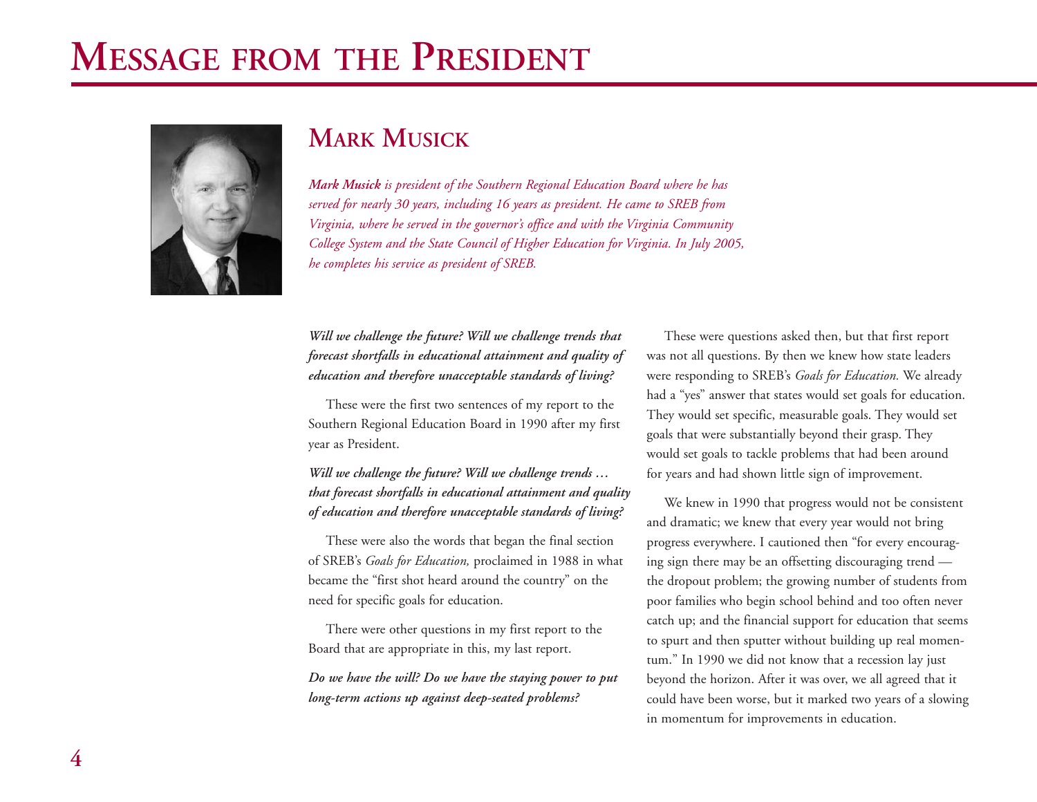# Message from the President

## Mark Musick

***Mark Musick** is president of the Southern Regional Education Board where he has served for nearly 30 years, including 16 years as president. He came to SREB from Virginia, where he served in the governor's office and with the Virginia Community College System and the State Council of Higher Education for Virginia. In July 2005, he completes his service as president of SREB.*

***Will we challenge the future? Will we challenge trends that forecast shortfalls in educational attainment and quality of education and therefore unacceptable standards of living?***

These were the first two sentences of my report to the Southern Regional Education Board in 1990 after my first year as President.

***Will we challenge the future? Will we challenge trends … that forecast shortfalls in educational attainment and quality of education and therefore unacceptable standards of living?***

These were also the words that began the final section of SREB's *Goals for Education,* proclaimed in 1988 in what became the "first shot heard around the country" on the need for specific goals for education.

There were other questions in my first report to the Board that are appropriate in this, my last report.

***Do we have the will? Do we have the staying power to put long-term actions up against deep-seated problems?***

These were questions asked then, but that first report was not all questions. By then we knew how state leaders were responding to SREB's *Goals for Education.* We already had a "yes" answer that states would set goals for education. They would set specific, measurable goals. They would set goals that were substantially beyond their grasp. They would set goals to tackle problems that had been around for years and had shown little sign of improvement.

We knew in 1990 that progress would not be consistent and dramatic; we knew that every year would not bring progress everywhere. I cautioned then "for every encouraging sign there may be an offsetting discouraging trend — the dropout problem; the growing number of students from poor families who begin school behind and too often never catch up; and the financial support for education that seems to spurt and then sputter without building up real momentum." In 1990 we did not know that a recession lay just beyond the horizon. After it was over, we all agreed that it could have been worse, but it marked two years of a slowing in momentum for improvements in education.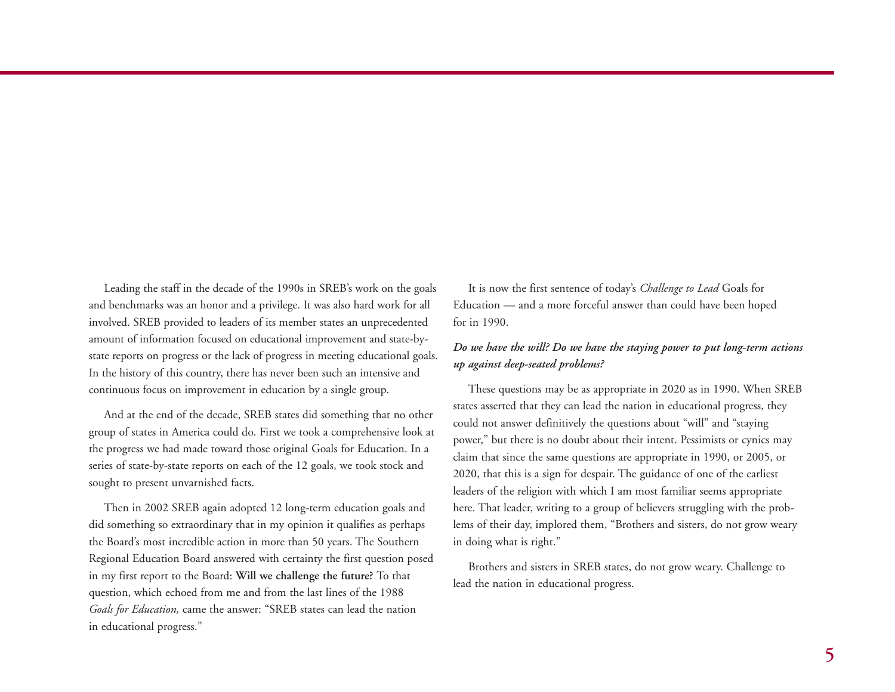Leading the staff in the decade of the 1990s in SREB's work on the goals and benchmarks was an honor and a privilege. It was also hard work for all involved. SREB provided to leaders of its member states an unprecedented amount of information focused on educational improvement and state-by-state reports on progress or the lack of progress in meeting educational goals. In the history of this country, there has never been such an intensive and continuous focus on improvement in education by a single group.

And at the end of the decade, SREB states did something that no other group of states in America could do. First we took a comprehensive look at the progress we had made toward those original Goals for Education. In a series of state-by-state reports on each of the 12 goals, we took stock and sought to present unvarnished facts.

Then in 2002 SREB again adopted 12 long-term education goals and did something so extraordinary that in my opinion it qualifies as perhaps the Board's most incredible action in more than 50 years. The Southern Regional Education Board answered with certainty the first question posed in my first report to the Board: **Will we challenge the future?** To that question, which echoed from me and from the last lines of the 1988 *Goals for Education,* came the answer: "SREB states can lead the nation in educational progress."

It is now the first sentence of today's *Challenge to Lead* Goals for Education — and a more forceful answer than could have been hoped for in 1990.

***Do we have the will? Do we have the staying power to put long-term actions up against deep-seated problems?***

These questions may be as appropriate in 2020 as in 1990. When SREB states asserted that they can lead the nation in educational progress, they could not answer definitively the questions about "will" and "staying power," but there is no doubt about their intent. Pessimists or cynics may claim that since the same questions are appropriate in 1990, or 2005, or 2020, that this is a sign for despair. The guidance of one of the earliest leaders of the religion with which I am most familiar seems appropriate here. That leader, writing to a group of believers struggling with the problems of their day, implored them, "Brothers and sisters, do not grow weary in doing what is right."

Brothers and sisters in SREB states, do not grow weary. Challenge to lead the nation in educational progress.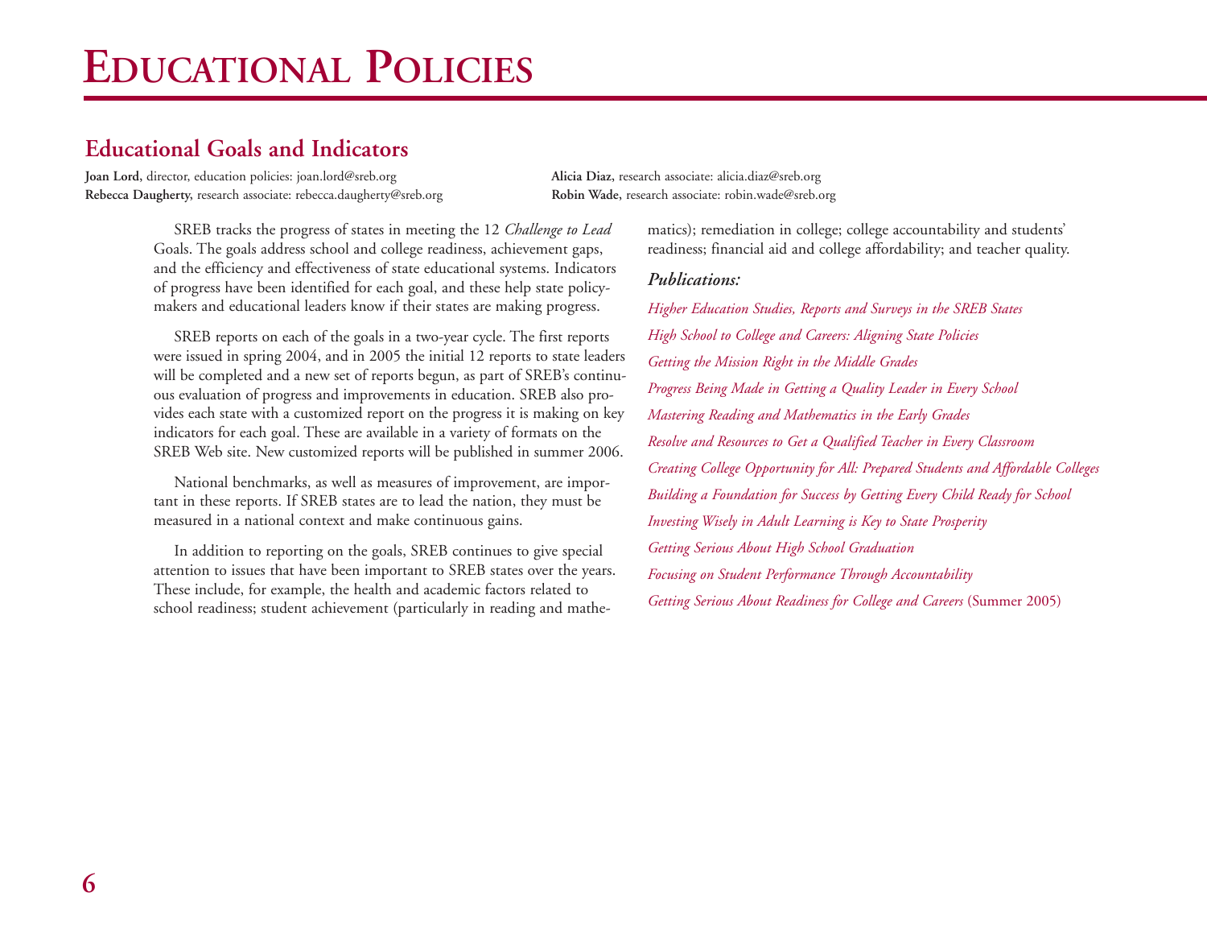# Educational Policies

## Educational Goals and Indicators

**Joan Lord,** director, education policies: joan.lord@sreb.org
**Rebecca Daugherty,** research associate: rebecca.daugherty@sreb.org
**Alicia Diaz,** research associate: alicia.diaz@sreb.org
**Robin Wade,** research associate: robin.wade@sreb.org

SREB tracks the progress of states in meeting the 12 *Challenge to Lead* Goals. The goals address school and college readiness, achievement gaps, and the efficiency and effectiveness of state educational systems. Indicators of progress have been identified for each goal, and these help state policy-makers and educational leaders know if their states are making progress.

SREB reports on each of the goals in a two-year cycle. The first reports were issued in spring 2004, and in 2005 the initial 12 reports to state leaders will be completed and a new set of reports begun, as part of SREB's continuous evaluation of progress and improvements in education. SREB also provides each state with a customized report on the progress it is making on key indicators for each goal. These are available in a variety of formats on the SREB Web site. New customized reports will be published in summer 2006.

National benchmarks, as well as measures of improvement, are important in these reports. If SREB states are to lead the nation, they must be measured in a national context and make continuous gains.

In addition to reporting on the goals, SREB continues to give special attention to issues that have been important to SREB states over the years. These include, for example, the health and academic factors related to school readiness; student achievement (particularly in reading and mathematics); remediation in college; college accountability and students' readiness; financial aid and college affordability; and teacher quality.

***Publications:***

*Higher Education Studies, Reports and Surveys in the SREB States*

*High School to College and Careers: Aligning State Policies*

*Getting the Mission Right in the Middle Grades*

*Progress Being Made in Getting a Quality Leader in Every School*

*Mastering Reading and Mathematics in the Early Grades*

*Resolve and Resources to Get a Qualified Teacher in Every Classroom*

*Creating College Opportunity for All: Prepared Students and Affordable Colleges*

*Building a Foundation for Success by Getting Every Child Ready for School*

*Investing Wisely in Adult Learning is Key to State Prosperity*

*Getting Serious About High School Graduation*

*Focusing on Student Performance Through Accountability*

*Getting Serious About Readiness for College and Careers* (Summer 2005)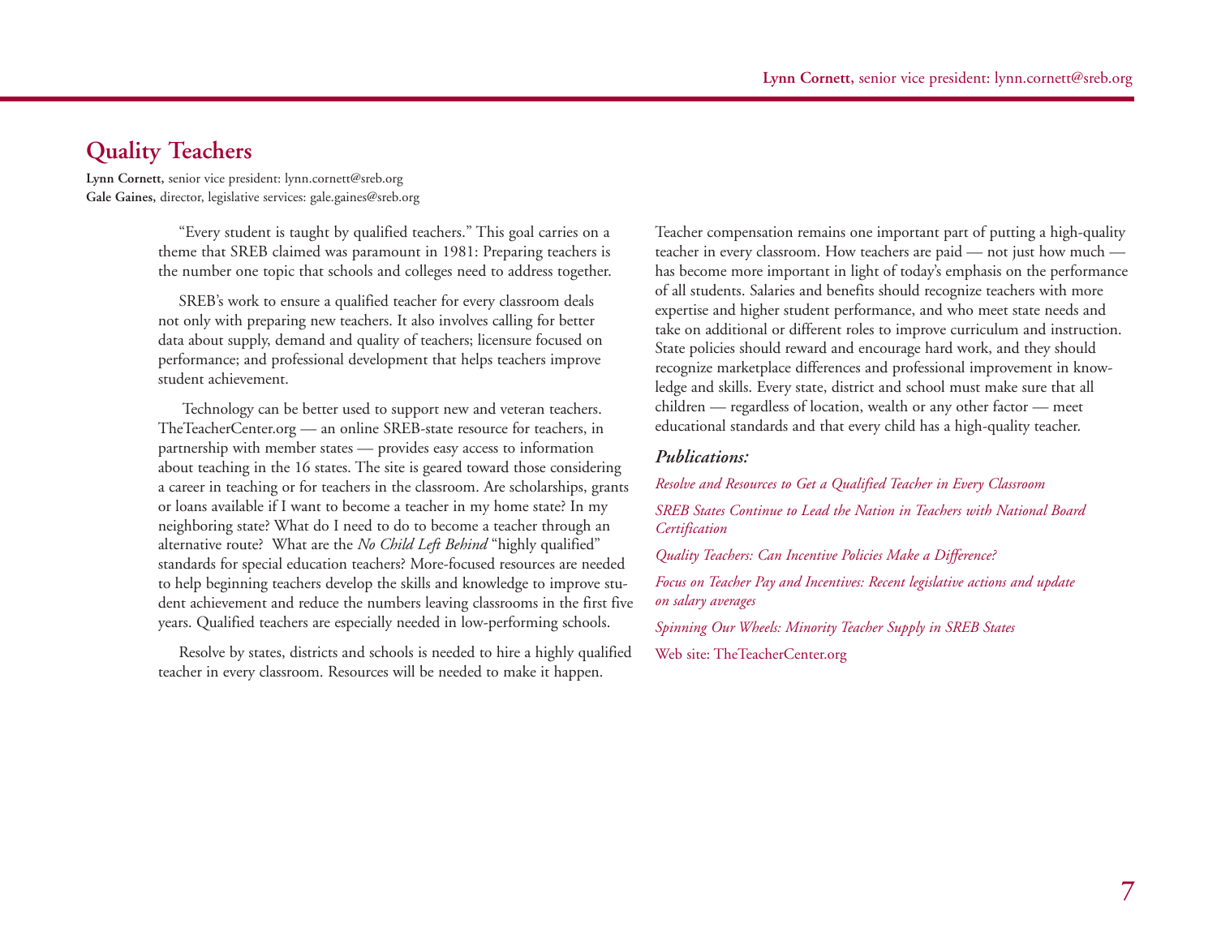## Quality Teachers

**Lynn Cornett,** senior vice president: lynn.cornett@sreb.org
**Gale Gaines,** director, legislative services: gale.gaines@sreb.org

"Every student is taught by qualified teachers." This goal carries on a theme that SREB claimed was paramount in 1981: Preparing teachers is the number one topic that schools and colleges need to address together.

SREB's work to ensure a qualified teacher for every classroom deals not only with preparing new teachers. It also involves calling for better data about supply, demand and quality of teachers; licensure focused on performance; and professional development that helps teachers improve student achievement.

Technology can be better used to support new and veteran teachers. TheTeacherCenter.org — an online SREB-state resource for teachers, in partnership with member states — provides easy access to information about teaching in the 16 states. The site is geared toward those considering a career in teaching or for teachers in the classroom. Are scholarships, grants or loans available if I want to become a teacher in my home state? In my neighboring state? What do I need to do to become a teacher through an alternative route? What are the *No Child Left Behind* "highly qualified" standards for special education teachers? More-focused resources are needed to help beginning teachers develop the skills and knowledge to improve student achievement and reduce the numbers leaving classrooms in the first five years. Qualified teachers are especially needed in low-performing schools.

Resolve by states, districts and schools is needed to hire a highly qualified teacher in every classroom. Resources will be needed to make it happen.

Teacher compensation remains one important part of putting a high-quality teacher in every classroom. How teachers are paid — not just how much — has become more important in light of today's emphasis on the performance of all students. Salaries and benefits should recognize teachers with more expertise and higher student performance, and who meet state needs and take on additional or different roles to improve curriculum and instruction. State policies should reward and encourage hard work, and they should recognize marketplace differences and professional improvement in knowledge and skills. Every state, district and school must make sure that all children — regardless of location, wealth or any other factor — meet educational standards and that every child has a high-quality teacher.

### *Publications:*

*Resolve and Resources to Get a Qualified Teacher in Every Classroom*

*SREB States Continue to Lead the Nation in Teachers with National Board Certification*

*Quality Teachers: Can Incentive Policies Make a Difference?*

*Focus on Teacher Pay and Incentives: Recent legislative actions and update on salary averages*

*Spinning Our Wheels: Minority Teacher Supply in SREB States*

Web site: TheTeacherCenter.org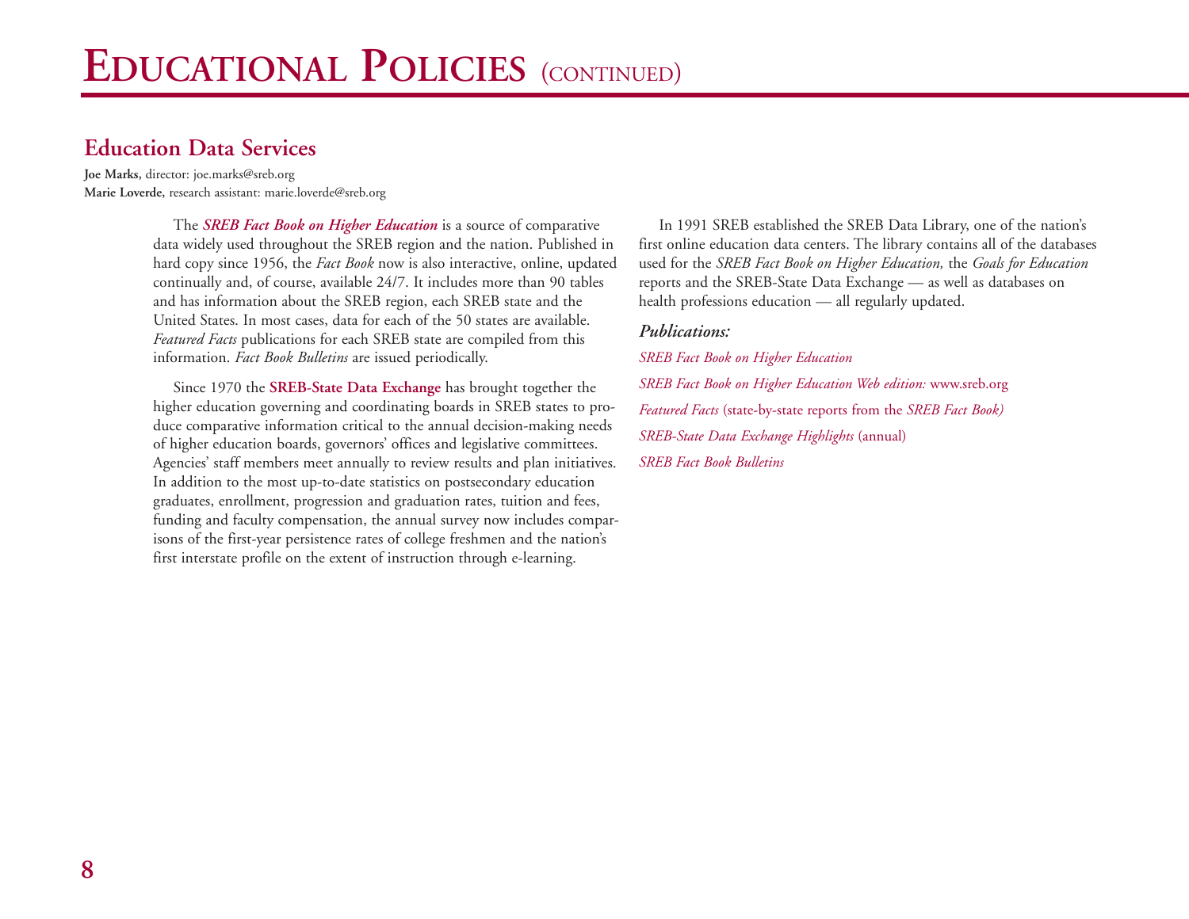# EDUCATIONAL POLICIES (CONTINUED)

## Education Data Services

**Joe Marks**, director: joe.marks@sreb.org
**Marie Loverde**, research assistant: marie.loverde@sreb.org

The ***SREB Fact Book on Higher Education*** is a source of comparative data widely used throughout the SREB region and the nation. Published in hard copy since 1956, the *Fact Book* now is also interactive, online, updated continually and, of course, available 24/7. It includes more than 90 tables and has information about the SREB region, each SREB state and the United States. In most cases, data for each of the 50 states are available. *Featured Facts* publications for each SREB state are compiled from this information. *Fact Book Bulletins* are issued periodically.

Since 1970 the **SREB-State Data Exchange** has brought together the higher education governing and coordinating boards in SREB states to produce comparative information critical to the annual decision-making needs of higher education boards, governors' offices and legislative committees. Agencies' staff members meet annually to review results and plan initiatives. In addition to the most up-to-date statistics on postsecondary education graduates, enrollment, progression and graduation rates, tuition and fees, funding and faculty compensation, the annual survey now includes comparisons of the first-year persistence rates of college freshmen and the nation's first interstate profile on the extent of instruction through e-learning.

In 1991 SREB established the SREB Data Library, one of the nation's first online education data centers. The library contains all of the databases used for the *SREB Fact Book on Higher Education,* the *Goals for Education* reports and the SREB-State Data Exchange — as well as databases on health professions education — all regularly updated.

***Publications:***

*SREB Fact Book on Higher Education*

*SREB Fact Book on Higher Education Web edition:* www.sreb.org

*Featured Facts* (state-by-state reports from the *SREB Fact Book)*

*SREB-State Data Exchange Highlights* (annual)

*SREB Fact Book Bulletins*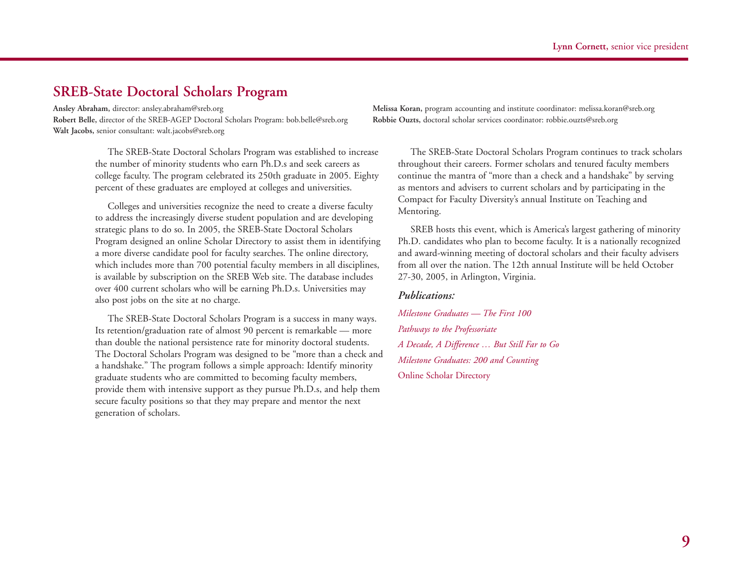Lynn Cornett, senior vice president

## SREB-State Doctoral Scholars Program

**Ansley Abraham,** director: ansley.abraham@sreb.org
**Robert Belle,** director of the SREB-AGEP Doctoral Scholars Program: bob.belle@sreb.org
**Walt Jacobs,** senior consultant: walt.jacobs@sreb.org
**Melissa Koran,** program accounting and institute coordinator: melissa.koran@sreb.org
**Robbie Ouzts,** doctoral scholar services coordinator: robbie.ouzts@sreb.org

The SREB-State Doctoral Scholars Program was established to increase the number of minority students who earn Ph.D.s and seek careers as college faculty. The program celebrated its 250th graduate in 2005. Eighty percent of these graduates are employed at colleges and universities.

Colleges and universities recognize the need to create a diverse faculty to address the increasingly diverse student population and are developing strategic plans to do so. In 2005, the SREB-State Doctoral Scholars Program designed an online Scholar Directory to assist them in identifying a more diverse candidate pool for faculty searches. The online directory, which includes more than 700 potential faculty members in all disciplines, is available by subscription on the SREB Web site. The database includes over 400 current scholars who will be earning Ph.D.s. Universities may also post jobs on the site at no charge.

The SREB-State Doctoral Scholars Program is a success in many ways. Its retention/graduation rate of almost 90 percent is remarkable — more than double the national persistence rate for minority doctoral students. The Doctoral Scholars Program was designed to be "more than a check and a handshake." The program follows a simple approach: Identify minority graduate students who are committed to becoming faculty members, provide them with intensive support as they pursue Ph.D.s, and help them secure faculty positions so that they may prepare and mentor the next generation of scholars.

The SREB-State Doctoral Scholars Program continues to track scholars throughout their careers. Former scholars and tenured faculty members continue the mantra of "more than a check and a handshake" by serving as mentors and advisers to current scholars and by participating in the Compact for Faculty Diversity's annual Institute on Teaching and Mentoring.

SREB hosts this event, which is America's largest gathering of minority Ph.D. candidates who plan to become faculty. It is a nationally recognized and award-winning meeting of doctoral scholars and their faculty advisers from all over the nation. The 12th annual Institute will be held October 27-30, 2005, in Arlington, Virginia.

### *Publications:*

*Milestone Graduates — The First 100*

*Pathways to the Professoriate*

*A Decade, A Difference … But Still Far to Go*

*Milestone Graduates: 200 and Counting*

Online Scholar Directory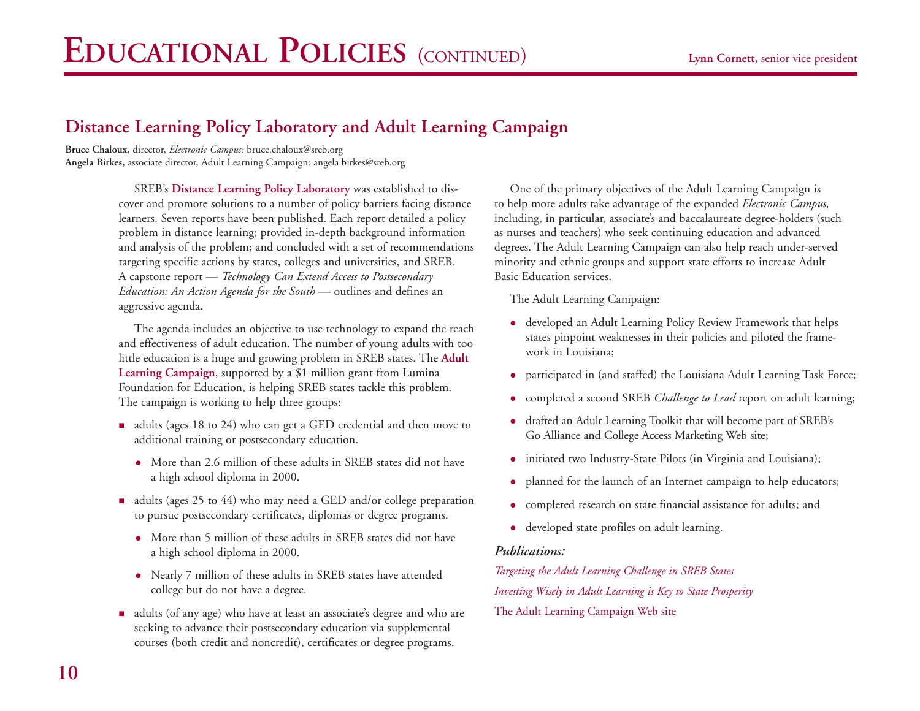# EDUCATIONAL POLICIES (CONTINUED)

**Lynn Cornett,** senior vice president

## Distance Learning Policy Laboratory and Adult Learning Campaign

**Bruce Chaloux,** director, *Electronic Campus:* bruce.chaloux@sreb.org
**Angela Birkes,** associate director, Adult Learning Campaign: angela.birkes@sreb.org

SREB's **Distance Learning Policy Laboratory** was established to discover and promote solutions to a number of policy barriers facing distance learners. Seven reports have been published. Each report detailed a policy problem in distance learning; provided in-depth background information and analysis of the problem; and concluded with a set of recommendations targeting specific actions by states, colleges and universities, and SREB. A capstone report — *Technology Can Extend Access to Postsecondary Education: An Action Agenda for the South* — outlines and defines an aggressive agenda.

The agenda includes an objective to use technology to expand the reach and effectiveness of adult education. The number of young adults with too little education is a huge and growing problem in SREB states. The **Adult Learning Campaign**, supported by a $1 million grant from Lumina Foundation for Education, is helping SREB states tackle this problem. The campaign is working to help three groups:

- adults (ages 18 to 24) who can get a GED credential and then move to additional training or postsecondary education.
  - More than 2.6 million of these adults in SREB states did not have a high school diploma in 2000.
- adults (ages 25 to 44) who may need a GED and/or college preparation to pursue postsecondary certificates, diplomas or degree programs.
  - More than 5 million of these adults in SREB states did not have a high school diploma in 2000.
  - Nearly 7 million of these adults in SREB states have attended college but do not have a degree.
- adults (of any age) who have at least an associate's degree and who are seeking to advance their postsecondary education via supplemental courses (both credit and noncredit), certificates or degree programs.

One of the primary objectives of the Adult Learning Campaign is to help more adults take advantage of the expanded *Electronic Campus,* including, in particular, associate's and baccalaureate degree-holders (such as nurses and teachers) who seek continuing education and advanced degrees. The Adult Learning Campaign can also help reach under-served minority and ethnic groups and support state efforts to increase Adult Basic Education services.

The Adult Learning Campaign:

- developed an Adult Learning Policy Review Framework that helps states pinpoint weaknesses in their policies and piloted the framework in Louisiana;
- participated in (and staffed) the Louisiana Adult Learning Task Force;
- completed a second SREB *Challenge to Lead* report on adult learning;
- drafted an Adult Learning Toolkit that will become part of SREB's Go Alliance and College Access Marketing Web site;
- initiated two Industry-State Pilots (in Virginia and Louisiana);
- planned for the launch of an Internet campaign to help educators;
- completed research on state financial assistance for adults; and
- developed state profiles on adult learning.

***Publications:***

*Targeting the Adult Learning Challenge in SREB States*

*Investing Wisely in Adult Learning is Key to State Prosperity*

The Adult Learning Campaign Web site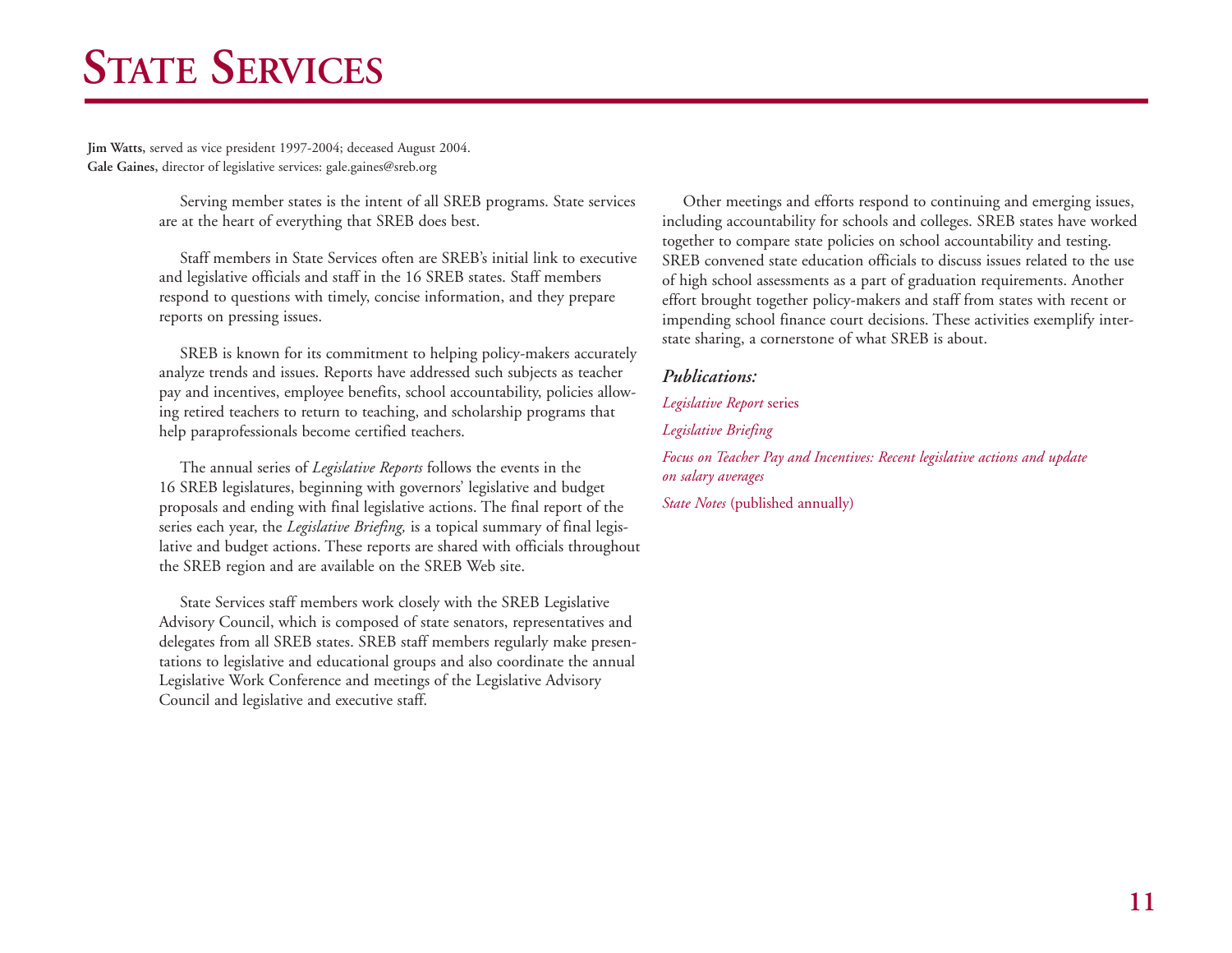# State Services

**Jim Watts,** served as vice president 1997-2004; deceased August 2004.
**Gale Gaines,** director of legislative services: gale.gaines@sreb.org

Serving member states is the intent of all SREB programs. State services are at the heart of everything that SREB does best.

Staff members in State Services often are SREB's initial link to executive and legislative officials and staff in the 16 SREB states. Staff members respond to questions with timely, concise information, and they prepare reports on pressing issues.

SREB is known for its commitment to helping policy-makers accurately analyze trends and issues. Reports have addressed such subjects as teacher pay and incentives, employee benefits, school accountability, policies allowing retired teachers to return to teaching, and scholarship programs that help paraprofessionals become certified teachers.

The annual series of *Legislative Reports* follows the events in the 16 SREB legislatures, beginning with governors' legislative and budget proposals and ending with final legislative actions. The final report of the series each year, the *Legislative Briefing,* is a topical summary of final legislative and budget actions. These reports are shared with officials throughout the SREB region and are available on the SREB Web site.

State Services staff members work closely with the SREB Legislative Advisory Council, which is composed of state senators, representatives and delegates from all SREB states. SREB staff members regularly make presentations to legislative and educational groups and also coordinate the annual Legislative Work Conference and meetings of the Legislative Advisory Council and legislative and executive staff.

Other meetings and efforts respond to continuing and emerging issues, including accountability for schools and colleges. SREB states have worked together to compare state policies on school accountability and testing. SREB convened state education officials to discuss issues related to the use of high school assessments as a part of graduation requirements. Another effort brought together policy-makers and staff from states with recent or impending school finance court decisions. These activities exemplify interstate sharing, a cornerstone of what SREB is about.

***Publications:***

*Legislative Report* series

*Legislative Briefing*

*Focus on Teacher Pay and Incentives: Recent legislative actions and update on salary averages*

*State Notes* (published annually)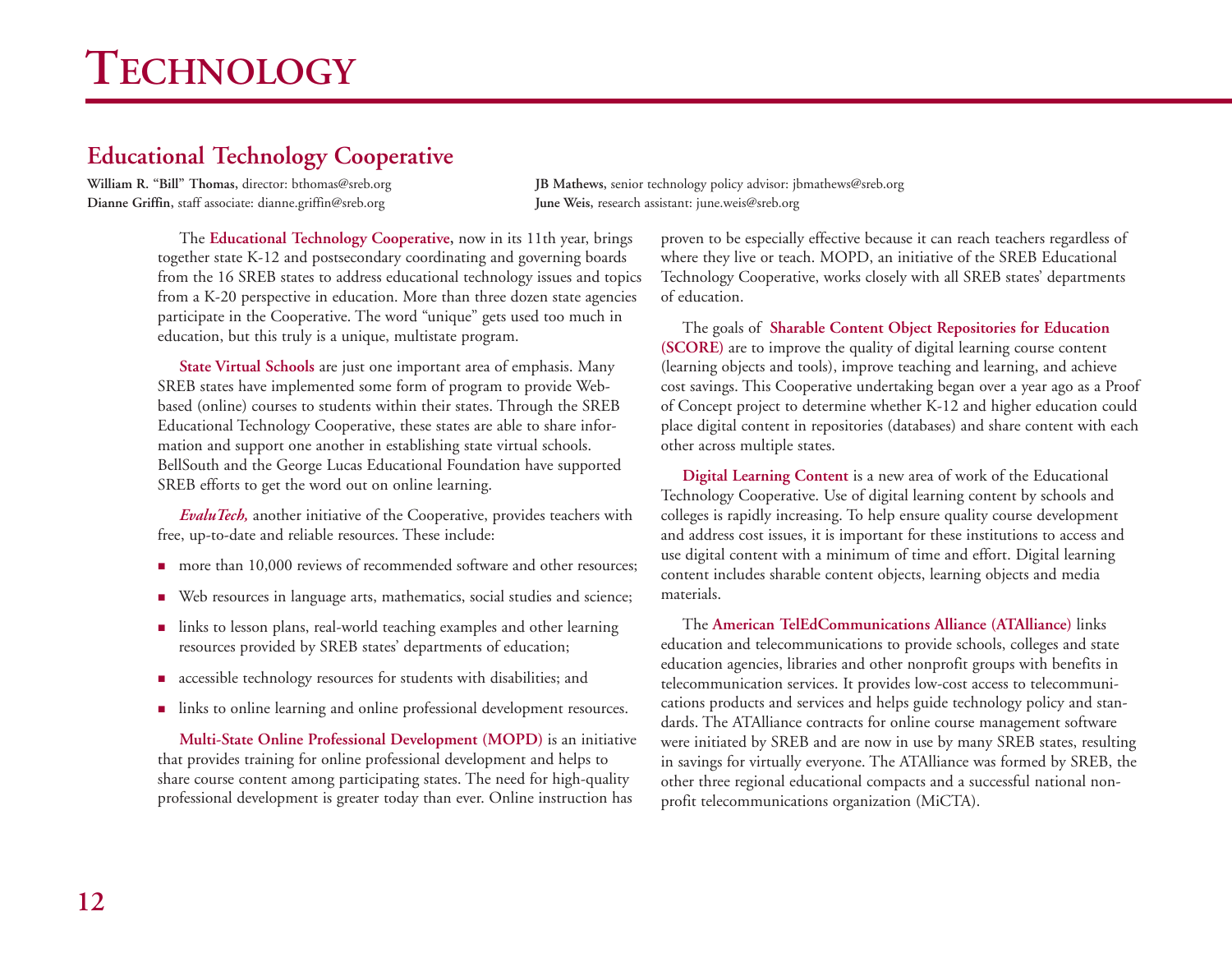# Technology

## Educational Technology Cooperative

**William R. "Bill" Thomas,** director: bthomas@sreb.org
**Dianne Griffin,** staff associate: dianne.griffin@sreb.org
**JB Mathews,** senior technology policy advisor: jbmathews@sreb.org
**June Weis,** research assistant: june.weis@sreb.org

The **Educational Technology Cooperative,** now in its 11th year, brings together state K-12 and postsecondary coordinating and governing boards from the 16 SREB states to address educational technology issues and topics from a K-20 perspective in education. More than three dozen state agencies participate in the Cooperative. The word "unique" gets used too much in education, but this truly is a unique, multistate program.

**State Virtual Schools** are just one important area of emphasis. Many SREB states have implemented some form of program to provide Web-based (online) courses to students within their states. Through the SREB Educational Technology Cooperative, these states are able to share information and support one another in establishing state virtual schools. BellSouth and the George Lucas Educational Foundation have supported SREB efforts to get the word out on online learning.

***EvaluTech,*** another initiative of the Cooperative, provides teachers with free, up-to-date and reliable resources. These include:

- more than 10,000 reviews of recommended software and other resources;
- Web resources in language arts, mathematics, social studies and science;
- links to lesson plans, real-world teaching examples and other learning resources provided by SREB states' departments of education;
- accessible technology resources for students with disabilities; and
- links to online learning and online professional development resources.

**Multi-State Online Professional Development (MOPD)** is an initiative that provides training for online professional development and helps to share course content among participating states. The need for high-quality professional development is greater today than ever. Online instruction has proven to be especially effective because it can reach teachers regardless of where they live or teach. MOPD, an initiative of the SREB Educational Technology Cooperative, works closely with all SREB states' departments of education.

The goals of **Sharable Content Object Repositories for Education (SCORE)** are to improve the quality of digital learning course content (learning objects and tools), improve teaching and learning, and achieve cost savings. This Cooperative undertaking began over a year ago as a Proof of Concept project to determine whether K-12 and higher education could place digital content in repositories (databases) and share content with each other across multiple states.

**Digital Learning Content** is a new area of work of the Educational Technology Cooperative. Use of digital learning content by schools and colleges is rapidly increasing. To help ensure quality course development and address cost issues, it is important for these institutions to access and use digital content with a minimum of time and effort. Digital learning content includes sharable content objects, learning objects and media materials.

The **American TelEdCommunications Alliance (ATAlliance)** links education and telecommunications to provide schools, colleges and state education agencies, libraries and other nonprofit groups with benefits in telecommunication services. It provides low-cost access to telecommunications products and services and helps guide technology policy and standards. The ATAlliance contracts for online course management software were initiated by SREB and are now in use by many SREB states, resulting in savings for virtually everyone. The ATAlliance was formed by SREB, the other three regional educational compacts and a successful national nonprofit telecommunications organization (MiCTA).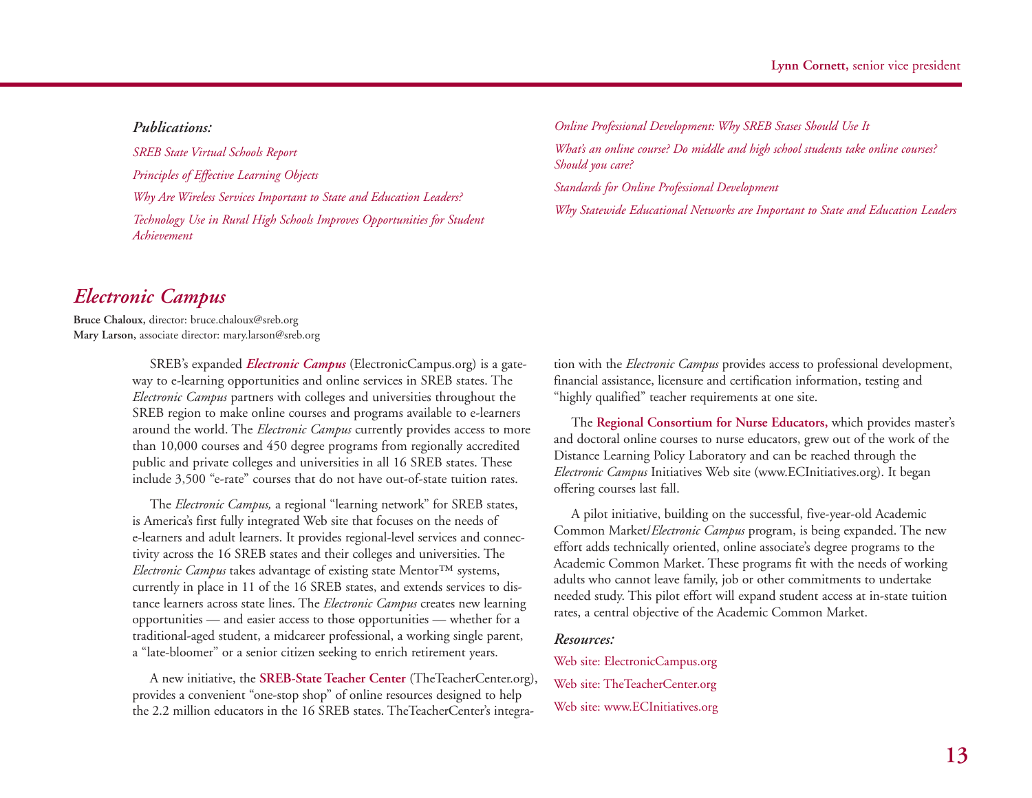Lynn Cornett, senior vice president

***Publications:***

*SREB State Virtual Schools Report*

*Principles of Effective Learning Objects*

*Why Are Wireless Services Important to State and Education Leaders?*

*Technology Use in Rural High Schools Improves Opportunities for Student Achievement*

*Online Professional Development: Why SREB Stases Should Use It*

*What's an online course? Do middle and high school students take online courses? Should you care?*

*Standards for Online Professional Development*

*Why Statewide Educational Networks are Important to State and Education Leaders*

## *Electronic Campus*

**Bruce Chaloux,** director: bruce.chaloux@sreb.org
**Mary Larson,** associate director: mary.larson@sreb.org

SREB's expanded ***Electronic Campus*** (ElectronicCampus.org) is a gateway to e-learning opportunities and online services in SREB states. The *Electronic Campus* partners with colleges and universities throughout the SREB region to make online courses and programs available to e-learners around the world. The *Electronic Campus* currently provides access to more than 10,000 courses and 450 degree programs from regionally accredited public and private colleges and universities in all 16 SREB states. These include 3,500 "e-rate" courses that do not have out-of-state tuition rates.

The *Electronic Campus,* a regional "learning network" for SREB states, is America's first fully integrated Web site that focuses on the needs of e-learners and adult learners. It provides regional-level services and connectivity across the 16 SREB states and their colleges and universities. The *Electronic Campus* takes advantage of existing state Mentor™ systems, currently in place in 11 of the 16 SREB states, and extends services to distance learners across state lines. The *Electronic Campus* creates new learning opportunities — and easier access to those opportunities — whether for a traditional-aged student, a midcareer professional, a working single parent, a "late-bloomer" or a senior citizen seeking to enrich retirement years.

A new initiative, the **SREB-State Teacher Center** (TheTeacherCenter.org), provides a convenient "one-stop shop" of online resources designed to help the 2.2 million educators in the 16 SREB states. TheTeacherCenter's integration with the *Electronic Campus* provides access to professional development, financial assistance, licensure and certification information, testing and "highly qualified" teacher requirements at one site.

The **Regional Consortium for Nurse Educators,** which provides master's and doctoral online courses to nurse educators, grew out of the work of the Distance Learning Policy Laboratory and can be reached through the *Electronic Campus* Initiatives Web site (www.ECInitiatives.org). It began offering courses last fall.

A pilot initiative, building on the successful, five-year-old Academic Common Market/*Electronic Campus* program, is being expanded. The new effort adds technically oriented, online associate's degree programs to the Academic Common Market. These programs fit with the needs of working adults who cannot leave family, job or other commitments to undertake needed study. This pilot effort will expand student access at in-state tuition rates, a central objective of the Academic Common Market.

***Resources:***

Web site: ElectronicCampus.org

Web site: TheTeacherCenter.org

Web site: www.ECInitiatives.org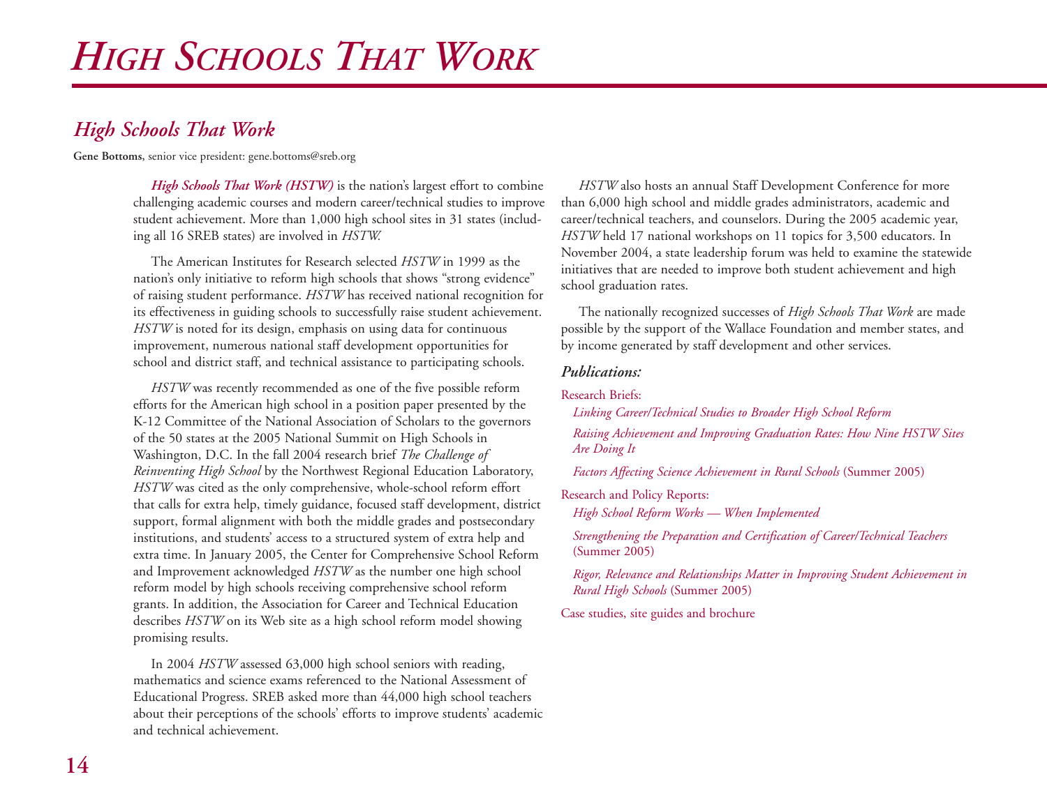# *High Schools That Work*

## *High Schools That Work*

**Gene Bottoms,** senior vice president: gene.bottoms@sreb.org

***High Schools That Work (HSTW)*** is the nation's largest effort to combine challenging academic courses and modern career/technical studies to improve student achievement. More than 1,000 high school sites in 31 states (including all 16 SREB states) are involved in *HSTW.*

The American Institutes for Research selected *HSTW* in 1999 as the nation's only initiative to reform high schools that shows "strong evidence" of raising student performance. *HSTW* has received national recognition for its effectiveness in guiding schools to successfully raise student achievement. *HSTW* is noted for its design, emphasis on using data for continuous improvement, numerous national staff development opportunities for school and district staff, and technical assistance to participating schools.

*HSTW* was recently recommended as one of the five possible reform efforts for the American high school in a position paper presented by the K-12 Committee of the National Association of Scholars to the governors of the 50 states at the 2005 National Summit on High Schools in Washington, D.C. In the fall 2004 research brief *The Challenge of Reinventing High School* by the Northwest Regional Education Laboratory, *HSTW* was cited as the only comprehensive, whole-school reform effort that calls for extra help, timely guidance, focused staff development, district support, formal alignment with both the middle grades and postsecondary institutions, and students' access to a structured system of extra help and extra time. In January 2005, the Center for Comprehensive School Reform and Improvement acknowledged *HSTW* as the number one high school reform model by high schools receiving comprehensive school reform grants. In addition, the Association for Career and Technical Education describes *HSTW* on its Web site as a high school reform model showing promising results.

In 2004 *HSTW* assessed 63,000 high school seniors with reading, mathematics and science exams referenced to the National Assessment of Educational Progress. SREB asked more than 44,000 high school teachers about their perceptions of the schools' efforts to improve students' academic and technical achievement.

*HSTW* also hosts an annual Staff Development Conference for more than 6,000 high school and middle grades administrators, academic and career/technical teachers, and counselors. During the 2005 academic year, *HSTW* held 17 national workshops on 11 topics for 3,500 educators. In November 2004, a state leadership forum was held to examine the statewide initiatives that are needed to improve both student achievement and high school graduation rates.

The nationally recognized successes of *High Schools That Work* are made possible by the support of the Wallace Foundation and member states, and by income generated by staff development and other services.

### *Publications:*

Research Briefs:

- *Linking Career/Technical Studies to Broader High School Reform*
- *Raising Achievement and Improving Graduation Rates: How Nine HSTW Sites Are Doing It*
- *Factors Affecting Science Achievement in Rural Schools* (Summer 2005)

Research and Policy Reports:

- *High School Reform Works — When Implemented*
- *Strengthening the Preparation and Certification of Career/Technical Teachers* (Summer 2005)
- *Rigor, Relevance and Relationships Matter in Improving Student Achievement in Rural High Schools* (Summer 2005)

Case studies, site guides and brochure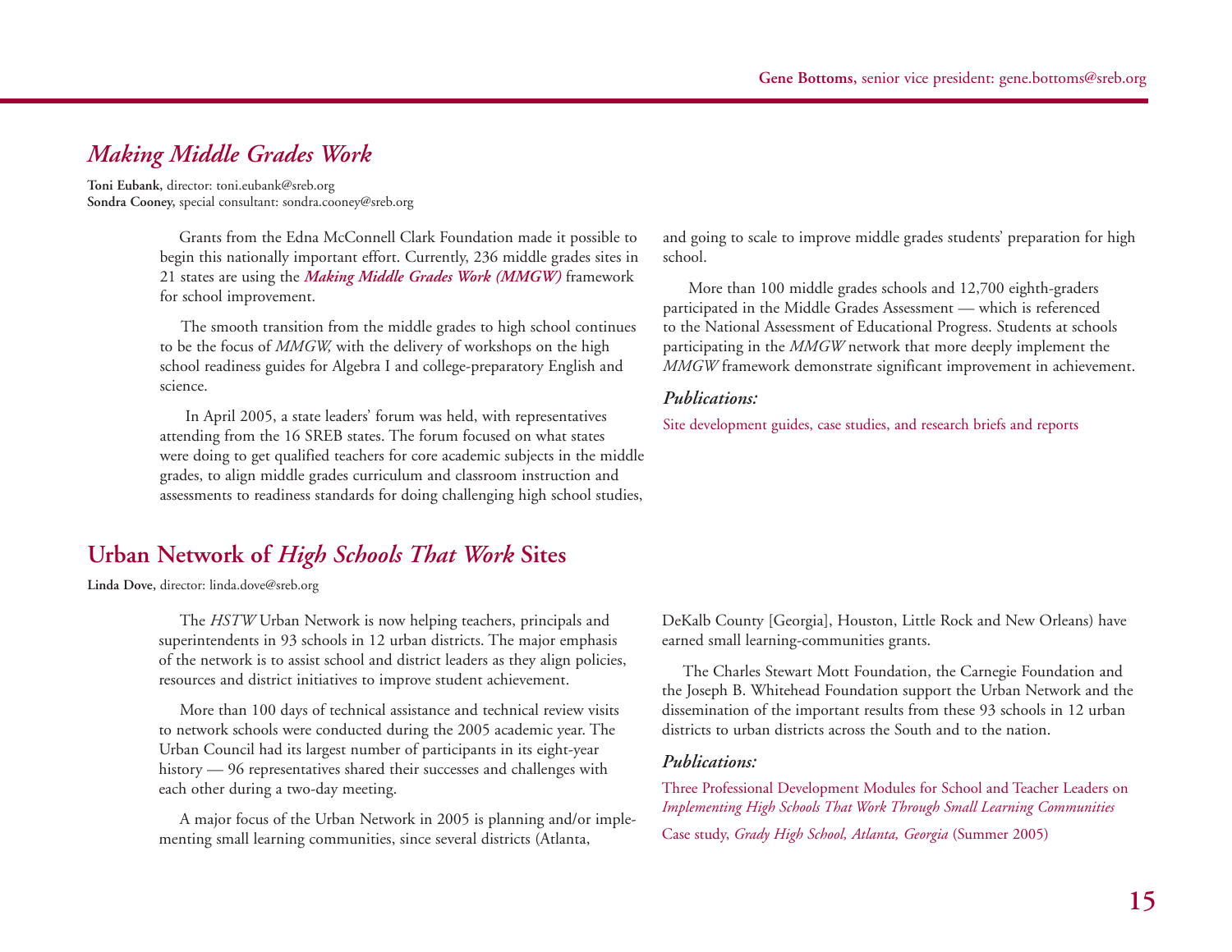Gene Bottoms, senior vice president: gene.bottoms@sreb.org

## *Making Middle Grades Work*

**Toni Eubank**, director: toni.eubank@sreb.org
**Sondra Cooney,** special consultant: sondra.cooney@sreb.org

Grants from the Edna McConnell Clark Foundation made it possible to begin this nationally important effort. Currently, 236 middle grades sites in 21 states are using the ***Making Middle Grades Work (MMGW)*** framework for school improvement.

The smooth transition from the middle grades to high school continues to be the focus of *MMGW,* with the delivery of workshops on the high school readiness guides for Algebra I and college-preparatory English and science.

In April 2005, a state leaders' forum was held, with representatives attending from the 16 SREB states. The forum focused on what states were doing to get qualified teachers for core academic subjects in the middle grades, to align middle grades curriculum and classroom instruction and assessments to readiness standards for doing challenging high school studies, and going to scale to improve middle grades students' preparation for high school.

More than 100 middle grades schools and 12,700 eighth-graders participated in the Middle Grades Assessment — which is referenced to the National Assessment of Educational Progress. Students at schools participating in the *MMGW* network that more deeply implement the *MMGW* framework demonstrate significant improvement in achievement.

### *Publications:*

Site development guides, case studies, and research briefs and reports

## Urban Network of *High Schools That Work* Sites

**Linda Dove,** director: linda.dove@sreb.org

The *HSTW* Urban Network is now helping teachers, principals and superintendents in 93 schools in 12 urban districts. The major emphasis of the network is to assist school and district leaders as they align policies, resources and district initiatives to improve student achievement.

More than 100 days of technical assistance and technical review visits to network schools were conducted during the 2005 academic year. The Urban Council had its largest number of participants in its eight-year history — 96 representatives shared their successes and challenges with each other during a two-day meeting.

A major focus of the Urban Network in 2005 is planning and/or implementing small learning communities, since several districts (Atlanta, DeKalb County [Georgia], Houston, Little Rock and New Orleans) have earned small learning-communities grants.

The Charles Stewart Mott Foundation, the Carnegie Foundation and the Joseph B. Whitehead Foundation support the Urban Network and the dissemination of the important results from these 93 schools in 12 urban districts to urban districts across the South and to the nation.

### *Publications:*

Three Professional Development Modules for School and Teacher Leaders on *Implementing High Schools That Work Through Small Learning Communities*

Case study, *Grady High School, Atlanta, Georgia* (Summer 2005)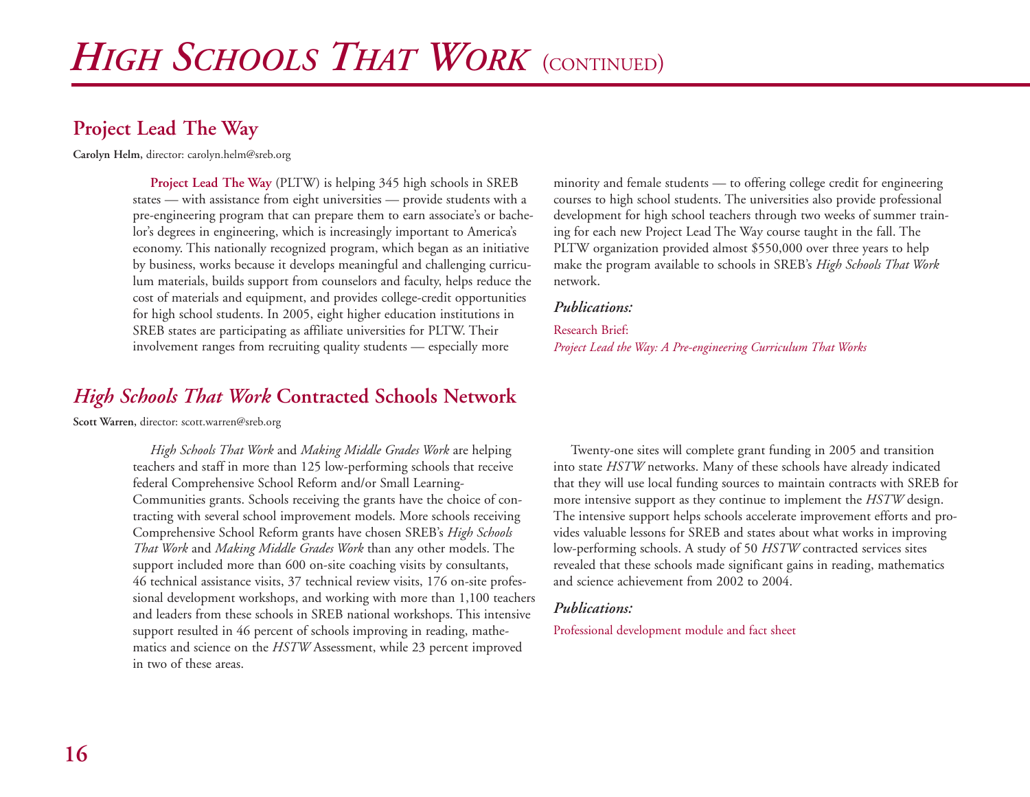# *High Schools That Work* (continued)

## Project Lead The Way

**Carolyn Helm**, director: carolyn.helm@sreb.org

**Project Lead The Way** (PLTW) is helping 345 high schools in SREB states — with assistance from eight universities — provide students with a pre-engineering program that can prepare them to earn associate's or bachelor's degrees in engineering, which is increasingly important to America's economy. This nationally recognized program, which began as an initiative by business, works because it develops meaningful and challenging curriculum materials, builds support from counselors and faculty, helps reduce the cost of materials and equipment, and provides college-credit opportunities for high school students. In 2005, eight higher education institutions in SREB states are participating as affiliate universities for PLTW. Their involvement ranges from recruiting quality students — especially more minority and female students — to offering college credit for engineering courses to high school students. The universities also provide professional development for high school teachers through two weeks of summer training for each new Project Lead The Way course taught in the fall. The PLTW organization provided almost $550,000 over three years to help make the program available to schools in SREB's *High Schools That Work* network.

***Publications:***

Research Brief:
*Project Lead the Way: A Pre-engineering Curriculum That Works*

## *High Schools That Work* Contracted Schools Network

**Scott Warren**, director: scott.warren@sreb.org

*High Schools That Work* and *Making Middle Grades Work* are helping teachers and staff in more than 125 low-performing schools that receive federal Comprehensive School Reform and/or Small Learning-Communities grants. Schools receiving the grants have the choice of contracting with several school improvement models. More schools receiving Comprehensive School Reform grants have chosen SREB's *High Schools That Work* and *Making Middle Grades Work* than any other models. The support included more than 600 on-site coaching visits by consultants, 46 technical assistance visits, 37 technical review visits, 176 on-site professional development workshops, and working with more than 1,100 teachers and leaders from these schools in SREB national workshops. This intensive support resulted in 46 percent of schools improving in reading, mathematics and science on the *HSTW* Assessment, while 23 percent improved in two of these areas.

Twenty-one sites will complete grant funding in 2005 and transition into state *HSTW* networks. Many of these schools have already indicated that they will use local funding sources to maintain contracts with SREB for more intensive support as they continue to implement the *HSTW* design. The intensive support helps schools accelerate improvement efforts and provides valuable lessons for SREB and states about what works in improving low-performing schools. A study of 50 *HSTW* contracted services sites revealed that these schools made significant gains in reading, mathematics and science achievement from 2002 to 2004.

***Publications:***

Professional development module and fact sheet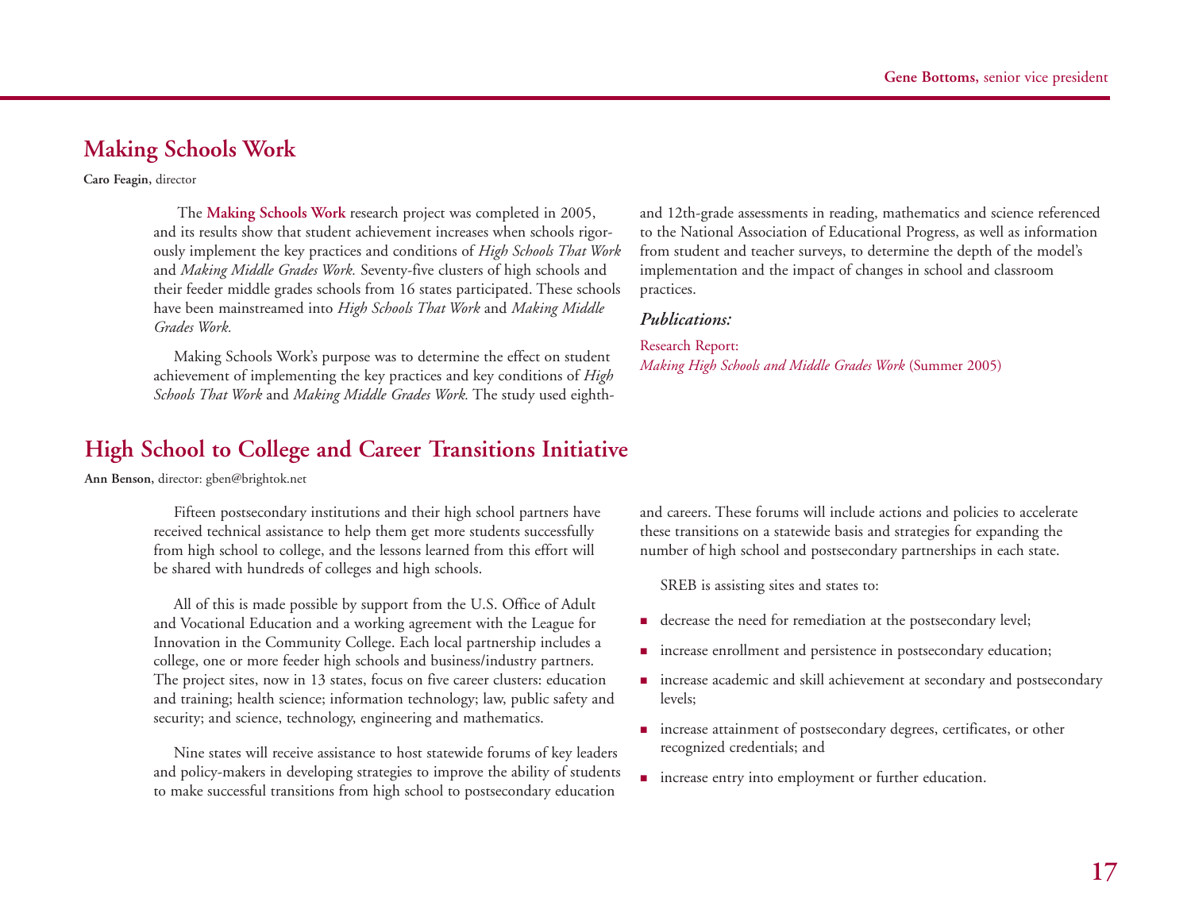Gene Bottoms, senior vice president

## Making Schools Work

**Caro Feagin**, director

The **Making Schools Work** research project was completed in 2005, and its results show that student achievement increases when schools rigorously implement the key practices and conditions of *High Schools That Work* and *Making Middle Grades Work.* Seventy-five clusters of high schools and their feeder middle grades schools from 16 states participated. These schools have been mainstreamed into *High Schools That Work* and *Making Middle Grades Work.*

Making Schools Work's purpose was to determine the effect on student achievement of implementing the key practices and key conditions of *High Schools That Work* and *Making Middle Grades Work.* The study used eighth- and 12th-grade assessments in reading, mathematics and science referenced to the National Association of Educational Progress, as well as information from student and teacher surveys, to determine the depth of the model's implementation and the impact of changes in school and classroom practices.

***Publications:***

Research Report:
*Making High Schools and Middle Grades Work* (Summer 2005)

## High School to College and Career Transitions Initiative

**Ann Benson**, director: gben@brightok.net

Fifteen postsecondary institutions and their high school partners have received technical assistance to help them get more students successfully from high school to college, and the lessons learned from this effort will be shared with hundreds of colleges and high schools.

All of this is made possible by support from the U.S. Office of Adult and Vocational Education and a working agreement with the League for Innovation in the Community College. Each local partnership includes a college, one or more feeder high schools and business/industry partners. The project sites, now in 13 states, focus on five career clusters: education and training; health science; information technology; law, public safety and security; and science, technology, engineering and mathematics.

Nine states will receive assistance to host statewide forums of key leaders and policy-makers in developing strategies to improve the ability of students to make successful transitions from high school to postsecondary education and careers. These forums will include actions and policies to accelerate these transitions on a statewide basis and strategies for expanding the number of high school and postsecondary partnerships in each state.

SREB is assisting sites and states to:

- decrease the need for remediation at the postsecondary level;
- increase enrollment and persistence in postsecondary education;
- increase academic and skill achievement at secondary and postsecondary levels;
- increase attainment of postsecondary degrees, certificates, or other recognized credentials; and
- increase entry into employment or further education.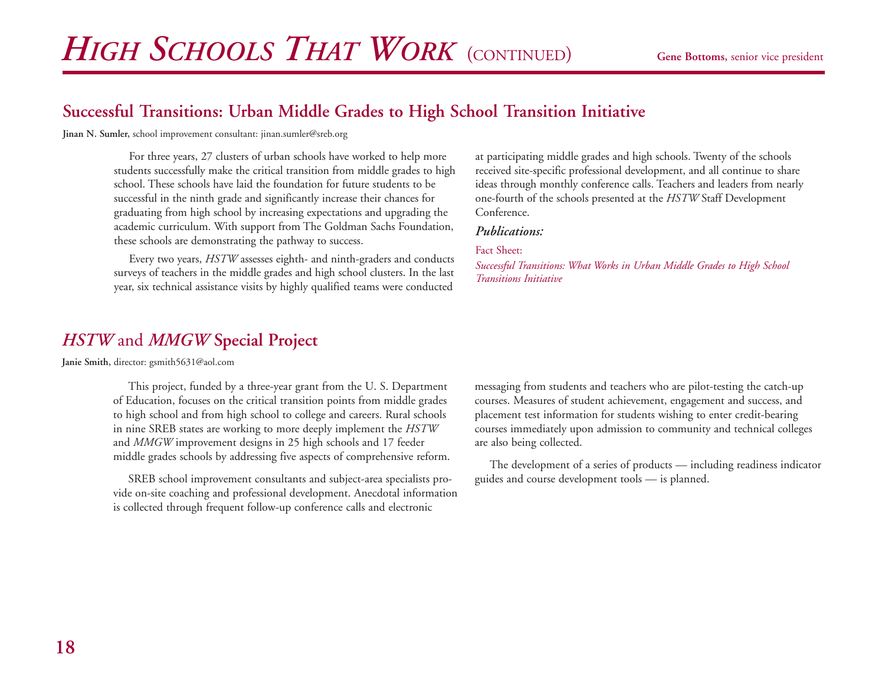# *High Schools That Work* (continued)

**Gene Bottoms,** senior vice president

## Successful Transitions: Urban Middle Grades to High School Transition Initiative

**Jinan N. Sumler,** school improvement consultant: jinan.sumler@sreb.org

For three years, 27 clusters of urban schools have worked to help more students successfully make the critical transition from middle grades to high school. These schools have laid the foundation for future students to be successful in the ninth grade and significantly increase their chances for graduating from high school by increasing expectations and upgrading the academic curriculum. With support from The Goldman Sachs Foundation, these schools are demonstrating the pathway to success.

Every two years, *HSTW* assesses eighth- and ninth-graders and conducts surveys of teachers in the middle grades and high school clusters. In the last year, six technical assistance visits by highly qualified teams were conducted at participating middle grades and high schools. Twenty of the schools received site-specific professional development, and all continue to share ideas through monthly conference calls. Teachers and leaders from nearly one-fourth of the schools presented at the *HSTW* Staff Development Conference.

### *Publications:*

Fact Sheet:
*Successful Transitions: What Works in Urban Middle Grades to High School Transitions Initiative*

## *HSTW* and *MMGW* Special Project

**Janie Smith,** director: gsmith5631@aol.com

This project, funded by a three-year grant from the U. S. Department of Education, focuses on the critical transition points from middle grades to high school and from high school to college and careers. Rural schools in nine SREB states are working to more deeply implement the *HSTW* and *MMGW* improvement designs in 25 high schools and 17 feeder middle grades schools by addressing five aspects of comprehensive reform.

SREB school improvement consultants and subject-area specialists provide on-site coaching and professional development. Anecdotal information is collected through frequent follow-up conference calls and electronic messaging from students and teachers who are pilot-testing the catch-up courses. Measures of student achievement, engagement and success, and placement test information for students wishing to enter credit-bearing courses immediately upon admission to community and technical colleges are also being collected.

The development of a series of products — including readiness indicator guides and course development tools — is planned.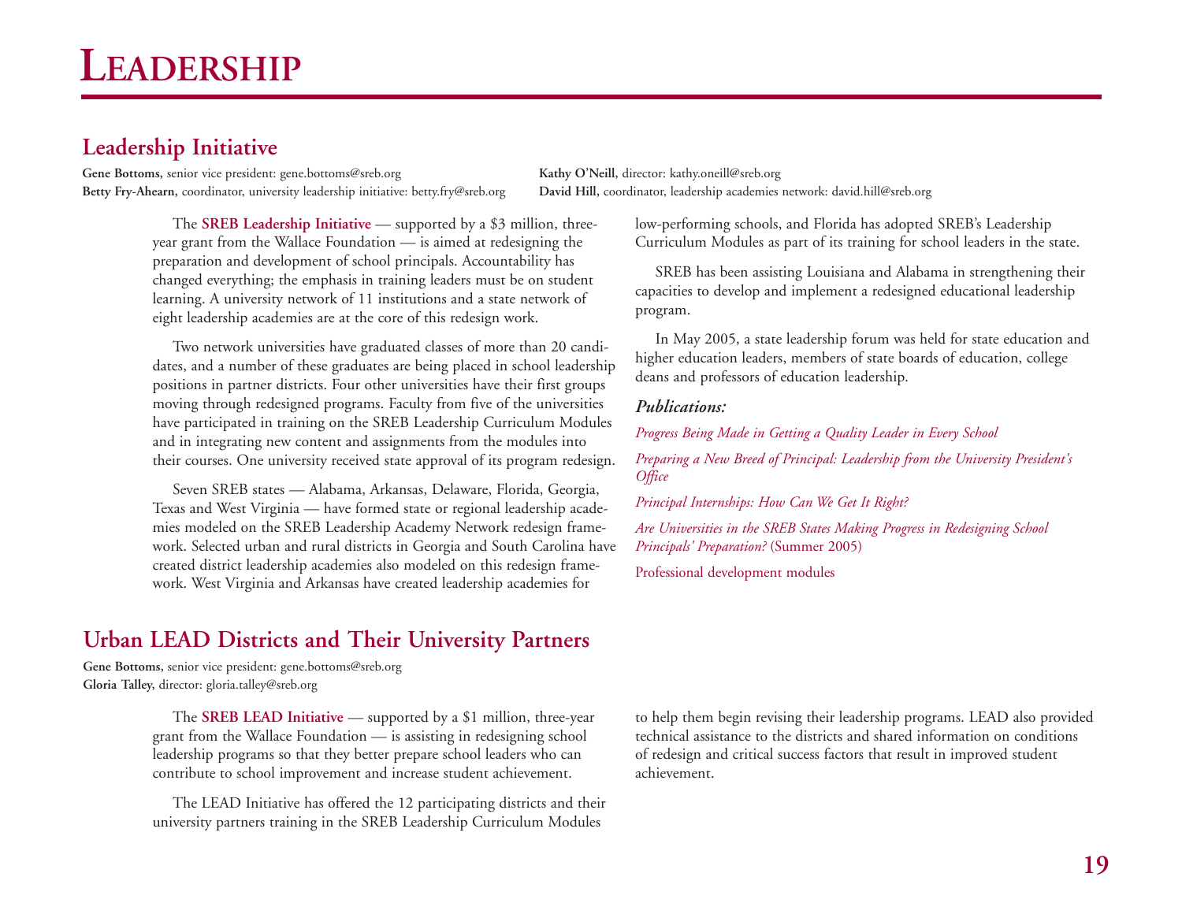# Leadership

## Leadership Initiative

**Gene Bottoms**, senior vice president: gene.bottoms@sreb.org
**Betty Fry-Ahearn**, coordinator, university leadership initiative: betty.fry@sreb.org
**Kathy O'Neill**, director: kathy.oneill@sreb.org
**David Hill**, coordinator, leadership academies network: david.hill@sreb.org

The **SREB Leadership Initiative** — supported by a $3 million, three-year grant from the Wallace Foundation — is aimed at redesigning the preparation and development of school principals. Accountability has changed everything; the emphasis in training leaders must be on student learning. A university network of 11 institutions and a state network of eight leadership academies are at the core of this redesign work.

Two network universities have graduated classes of more than 20 candidates, and a number of these graduates are being placed in school leadership positions in partner districts. Four other universities have their first groups moving through redesigned programs. Faculty from five of the universities have participated in training on the SREB Leadership Curriculum Modules and in integrating new content and assignments from the modules into their courses. One university received state approval of its program redesign.

Seven SREB states — Alabama, Arkansas, Delaware, Florida, Georgia, Texas and West Virginia — have formed state or regional leadership academies modeled on the SREB Leadership Academy Network redesign framework. Selected urban and rural districts in Georgia and South Carolina have created district leadership academies also modeled on this redesign framework. West Virginia and Arkansas have created leadership academies for low-performing schools, and Florida has adopted SREB's Leadership Curriculum Modules as part of its training for school leaders in the state.

SREB has been assisting Louisiana and Alabama in strengthening their capacities to develop and implement a redesigned educational leadership program.

In May 2005, a state leadership forum was held for state education and higher education leaders, members of state boards of education, college deans and professors of education leadership.

***Publications:***

*Progress Being Made in Getting a Quality Leader in Every School*

*Preparing a New Breed of Principal: Leadership from the University President's Office*

*Principal Internships: How Can We Get It Right?*

*Are Universities in the SREB States Making Progress in Redesigning School Principals' Preparation?* (Summer 2005)

Professional development modules

## Urban LEAD Districts and Their University Partners

**Gene Bottoms**, senior vice president: gene.bottoms@sreb.org
**Gloria Talley**, director: gloria.talley@sreb.org

The **SREB LEAD Initiative** — supported by a $1 million, three-year grant from the Wallace Foundation — is assisting in redesigning school leadership programs so that they better prepare school leaders who can contribute to school improvement and increase student achievement.

The LEAD Initiative has offered the 12 participating districts and their university partners training in the SREB Leadership Curriculum Modules to help them begin revising their leadership programs. LEAD also provided technical assistance to the districts and shared information on conditions of redesign and critical success factors that result in improved student achievement.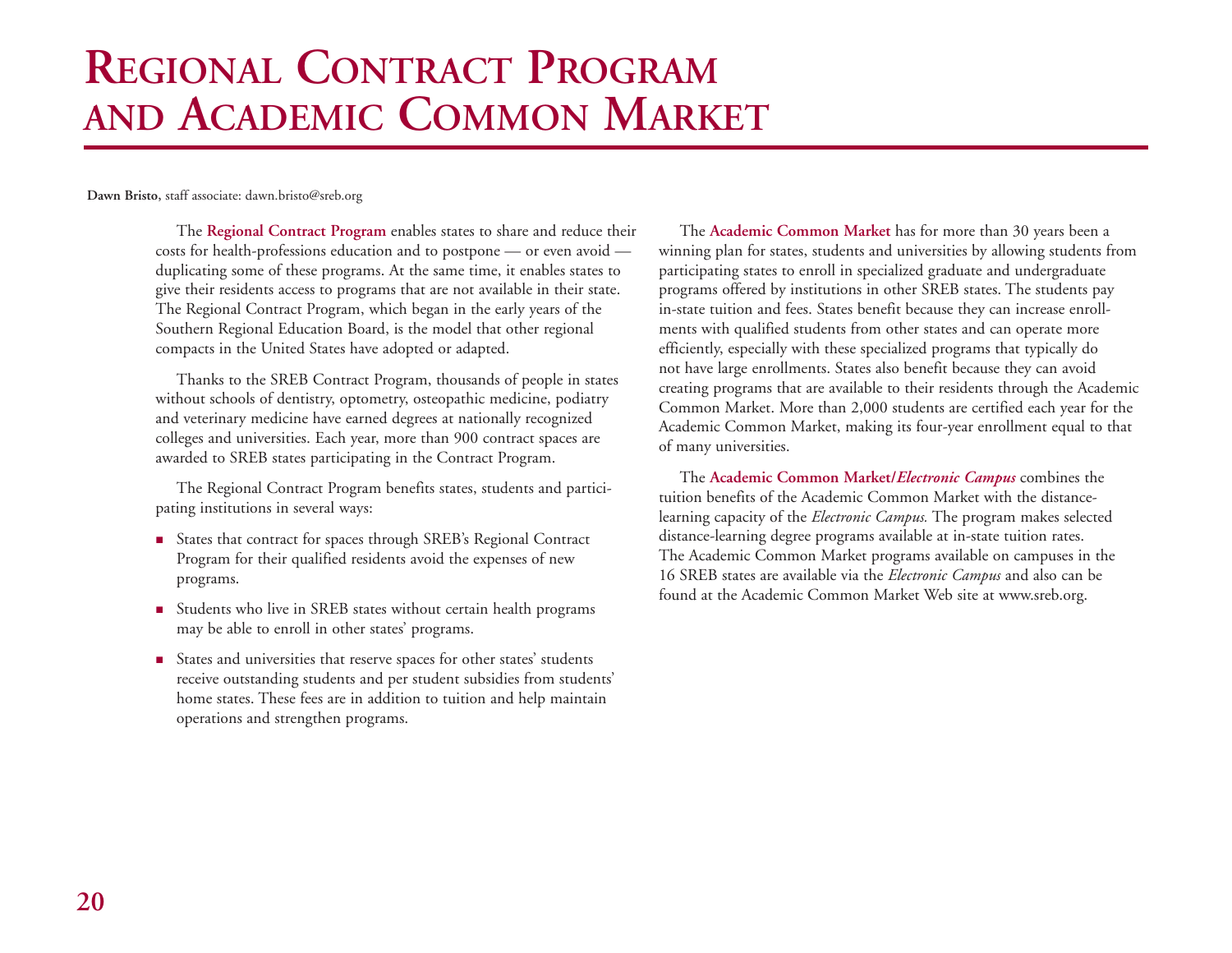# Regional Contract Program and Academic Common Market

**Dawn Bristo,** staff associate: dawn.bristo@sreb.org

The **Regional Contract Program** enables states to share and reduce their costs for health-professions education and to postpone — or even avoid — duplicating some of these programs. At the same time, it enables states to give their residents access to programs that are not available in their state. The Regional Contract Program, which began in the early years of the Southern Regional Education Board, is the model that other regional compacts in the United States have adopted or adapted.

Thanks to the SREB Contract Program, thousands of people in states without schools of dentistry, optometry, osteopathic medicine, podiatry and veterinary medicine have earned degrees at nationally recognized colleges and universities. Each year, more than 900 contract spaces are awarded to SREB states participating in the Contract Program.

The Regional Contract Program benefits states, students and participating institutions in several ways:

- States that contract for spaces through SREB's Regional Contract Program for their qualified residents avoid the expenses of new programs.
- Students who live in SREB states without certain health programs may be able to enroll in other states' programs.
- States and universities that reserve spaces for other states' students receive outstanding students and per student subsidies from students' home states. These fees are in addition to tuition and help maintain operations and strengthen programs.

The **Academic Common Market** has for more than 30 years been a winning plan for states, students and universities by allowing students from participating states to enroll in specialized graduate and undergraduate programs offered by institutions in other SREB states. The students pay in-state tuition and fees. States benefit because they can increase enrollments with qualified students from other states and can operate more efficiently, especially with these specialized programs that typically do not have large enrollments. States also benefit because they can avoid creating programs that are available to their residents through the Academic Common Market. More than 2,000 students are certified each year for the Academic Common Market, making its four-year enrollment equal to that of many universities.

The **Academic Common Market/*Electronic Campus*** combines the tuition benefits of the Academic Common Market with the distance-learning capacity of the *Electronic Campus.* The program makes selected distance-learning degree programs available at in-state tuition rates. The Academic Common Market programs available on campuses in the 16 SREB states are available via the *Electronic Campus* and also can be found at the Academic Common Market Web site at www.sreb.org.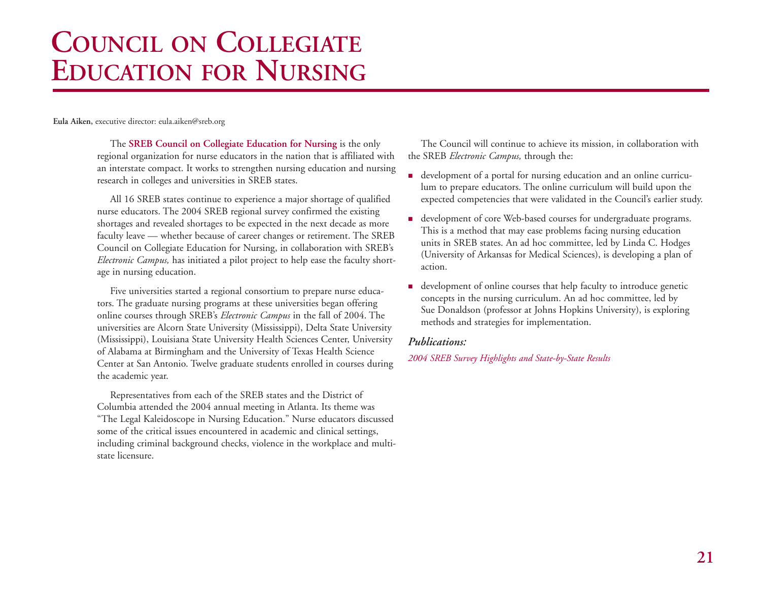# Council on Collegiate Education for Nursing

**Eula Aiken,** executive director: eula.aiken@sreb.org

The **SREB Council on Collegiate Education for Nursing** is the only regional organization for nurse educators in the nation that is affiliated with an interstate compact. It works to strengthen nursing education and nursing research in colleges and universities in SREB states.

All 16 SREB states continue to experience a major shortage of qualified nurse educators. The 2004 SREB regional survey confirmed the existing shortages and revealed shortages to be expected in the next decade as more faculty leave — whether because of career changes or retirement. The SREB Council on Collegiate Education for Nursing, in collaboration with SREB's *Electronic Campus,* has initiated a pilot project to help ease the faculty shortage in nursing education.

Five universities started a regional consortium to prepare nurse educators. The graduate nursing programs at these universities began offering online courses through SREB's *Electronic Campus* in the fall of 2004. The universities are Alcorn State University (Mississippi), Delta State University (Mississippi), Louisiana State University Health Sciences Center, University of Alabama at Birmingham and the University of Texas Health Science Center at San Antonio. Twelve graduate students enrolled in courses during the academic year.

Representatives from each of the SREB states and the District of Columbia attended the 2004 annual meeting in Atlanta. Its theme was "The Legal Kaleidoscope in Nursing Education." Nurse educators discussed some of the critical issues encountered in academic and clinical settings, including criminal background checks, violence in the workplace and multistate licensure.

The Council will continue to achieve its mission, in collaboration with the SREB *Electronic Campus,* through the:

- development of a portal for nursing education and an online curriculum to prepare educators. The online curriculum will build upon the expected competencies that were validated in the Council's earlier study.
- development of core Web-based courses for undergraduate programs. This is a method that may ease problems facing nursing education units in SREB states. An ad hoc committee, led by Linda C. Hodges (University of Arkansas for Medical Sciences), is developing a plan of action.
- development of online courses that help faculty to introduce genetic concepts in the nursing curriculum. An ad hoc committee, led by Sue Donaldson (professor at Johns Hopkins University), is exploring methods and strategies for implementation.

***Publications:***

*2004 SREB Survey Highlights and State-by-State Results*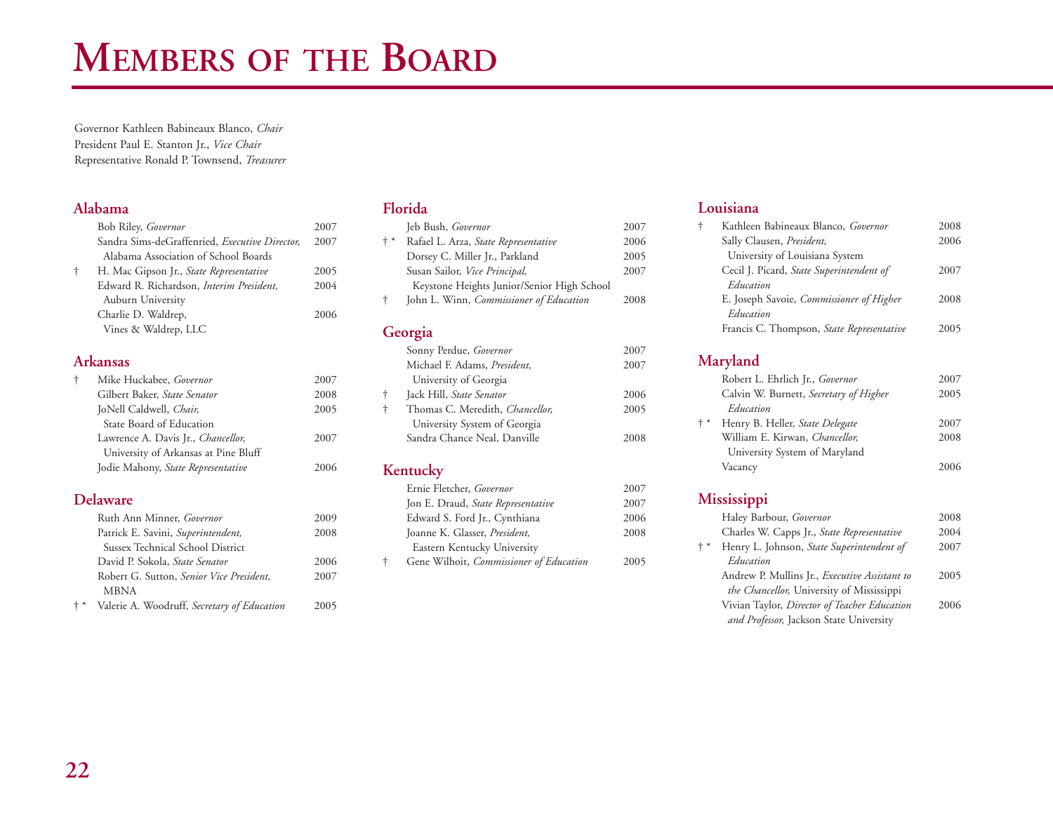# Members of the Board

Governor Kathleen Babineaux Blanco, *Chair*
President Paul E. Stanton Jr., *Vice Chair*
Representative Ronald P. Townsend, *Treasurer*

## Alabama

| | | |
|---|---|---|
| | Bob Riley, *Governor* | 2007 |
| | Sandra Sims-deGraffenried, *Executive Director,* Alabama Association of School Boards | 2007 |
| † | H. Mac Gipson Jr., *State Representative* | 2005 |
| | Edward R. Richardson, *Interim President,* Auburn University | 2004 |
| | Charlie D. Waldrep, Vines & Waldrep, LLC | 2006 |

## Arkansas

| | | |
|---|---|---|
| † | Mike Huckabee, *Governor* | 2007 |
| | Gilbert Baker, *State Senator* | 2008 |
| | JoNell Caldwell, *Chair,* State Board of Education | 2005 |
| | Lawrence A. Davis Jr., *Chancellor,* University of Arkansas at Pine Bluff | 2007 |
| | Jodie Mahony, *State Representative* | 2006 |

## Delaware

| | | |
|---|---|---|
| | Ruth Ann Minner, *Governor* | 2009 |
| | Patrick E. Savini, *Superintendent,* Sussex Technical School District | 2008 |
| | David P. Sokola, *State Senator* | 2006 |
| | Robert G. Sutton, *Senior Vice President,* MBNA | 2007 |
| † * | Valerie A. Woodruff, *Secretary of Education* | 2005 |

## Florida

| | | |
|---|---|---|
| | Jeb Bush, *Governor* | 2007 |
| † * | Rafael L. Arza, *State Representative* | 2006 |
| | Dorsey C. Miller Jr., Parkland | 2005 |
| | Susan Sailor, *Vice Principal,* Keystone Heights Junior/Senior High School | 2007 |
| † | John L. Winn, *Commissioner of Education* | 2008 |

## Georgia

| | | |
|---|---|---|
| | Sonny Perdue, *Governor* | 2007 |
| | Michael F. Adams, *President,* University of Georgia | 2007 |
| † | Jack Hill, *State Senator* | 2006 |
| † | Thomas C. Meredith, *Chancellor,* University System of Georgia | 2005 |
| | Sandra Chance Neal, Danville | 2008 |

## Kentucky

| | | |
|---|---|---|
| | Ernie Fletcher, *Governor* | 2007 |
| | Jon E. Draud, *State Representative* | 2007 |
| | Edward S. Ford Jr., Cynthiana | 2006 |
| | Joanne K. Glasser, *President,* Eastern Kentucky University | 2008 |
| † | Gene Wilhoit, *Commissioner of Education* | 2005 |

## Louisiana

| | | |
|---|---|---|
| † | Kathleen Babineaux Blanco, *Governor* | 2008 |
| | Sally Clausen, *President,* University of Louisiana System | 2006 |
| | Cecil J. Picard, *State Superintendent of Education* | 2007 |
| | E. Joseph Savoie, *Commissioner of Higher Education* | 2008 |
| | Francis C. Thompson, *State Representative* | 2005 |

## Maryland

| | | |
|---|---|---|
| | Robert L. Ehrlich Jr., *Governor* | 2007 |
| | Calvin W. Burnett, *Secretary of Higher Education* | 2005 |
| † * | Henry B. Heller, *State Delegate* | 2007 |
| | William E. Kirwan, *Chancellor,* University System of Maryland | 2008 |
| | Vacancy | 2006 |

## Mississippi

| | | |
|---|---|---|
| | Haley Barbour, *Governor* | 2008 |
| | Charles W. Capps Jr., *State Representative* | 2004 |
| † * | Henry L. Johnson, *State Superintendent of Education* | 2007 |
| | Andrew P. Mullins Jr., *Executive Assistant to the Chancellor,* University of Mississippi | 2005 |
| | Vivian Taylor, *Director of Teacher Education and Professor,* Jackson State University | 2006 |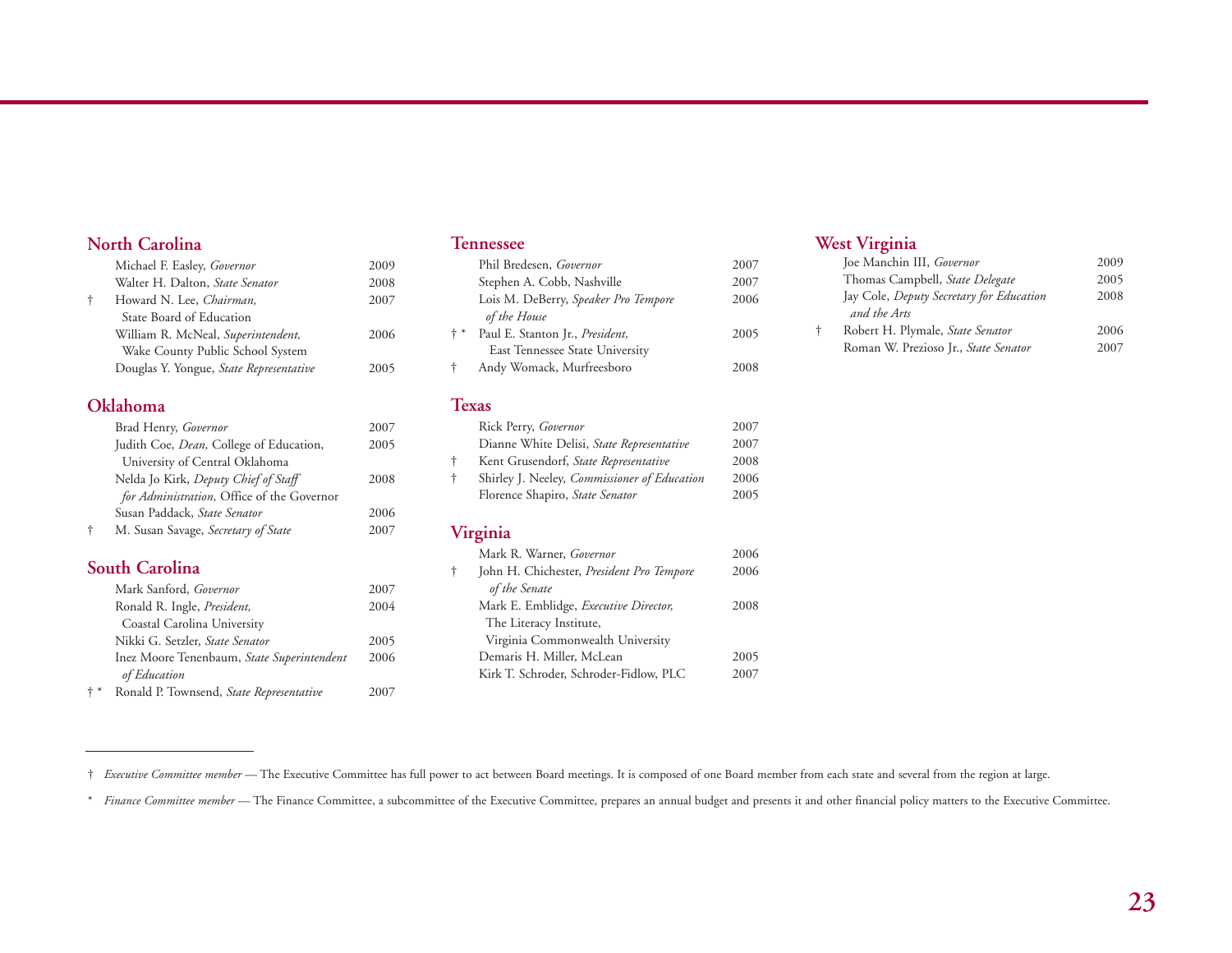## North Carolina

| | | |
|---|---|---|
| | Michael F. Easley, *Governor* | 2009 |
| | Walter H. Dalton, *State Senator* | 2008 |
| † | Howard N. Lee, *Chairman,* State Board of Education | 2007 |
| | William R. McNeal, *Superintendent,* Wake County Public School System | 2006 |
| | Douglas Y. Yongue, *State Representative* | 2005 |

## Oklahoma

| | | |
|---|---|---|
| | Brad Henry, *Governor* | 2007 |
| | Judith Coe, *Dean,* College of Education, University of Central Oklahoma | 2005 |
| | Nelda Jo Kirk, *Deputy Chief of Staff for Administration,* Office of the Governor | 2008 |
| | Susan Paddack, *State Senator* | 2006 |
| † | M. Susan Savage, *Secretary of State* | 2007 |

## South Carolina

| | | |
|---|---|---|
| | Mark Sanford, *Governor* | 2007 |
| | Ronald R. Ingle, *President,* Coastal Carolina University | 2004 |
| | Nikki G. Setzler, *State Senator* | 2005 |
| | Inez Moore Tenenbaum, *State Superintendent of Education* | 2006 |
| † * | Ronald P. Townsend, *State Representative* | 2007 |

## Tennessee

| | | |
|---|---|---|
| | Phil Bredesen, *Governor* | 2007 |
| | Stephen A. Cobb, Nashville | 2007 |
| | Lois M. DeBerry, *Speaker Pro Tempore of the House* | 2006 |
| † * | Paul E. Stanton Jr., *President,* East Tennessee State University | 2005 |
| † | Andy Womack, Murfreesboro | 2008 |

## Texas

| | | |
|---|---|---|
| | Rick Perry, *Governor* | 2007 |
| | Dianne White Delisi, *State Representative* | 2007 |
| † | Kent Grusendorf, *State Representative* | 2008 |
| † | Shirley J. Neeley, *Commissioner of Education* | 2006 |
| | Florence Shapiro, *State Senator* | 2005 |

## Virginia

| | | |
|---|---|---|
| | Mark R. Warner, *Governor* | 2006 |
| † | John H. Chichester, *President Pro Tempore of the Senate* | 2006 |
| | Mark E. Emblidge, *Executive Director,* The Literacy Institute, Virginia Commonwealth University | 2008 |
| | Demaris H. Miller, McLean | 2005 |
| | Kirk T. Schroder, Schroder-Fidlow, PLC | 2007 |

## West Virginia

| | | |
|---|---|---|
| | Joe Manchin III, *Governor* | 2009 |
| | Thomas Campbell, *State Delegate* | 2005 |
| | Jay Cole, *Deputy Secretary for Education and the Arts* | 2008 |
| † | Robert H. Plymale, *State Senator* | 2006 |
| | Roman W. Prezioso Jr., *State Senator* | 2007 |

---

† *Executive Committee member* — The Executive Committee has full power to act between Board meetings. It is composed of one Board member from each state and several from the region at large.

\* *Finance Committee member* — The Finance Committee, a subcommittee of the Executive Committee, prepares an annual budget and presents it and other financial policy matters to the Executive Committee.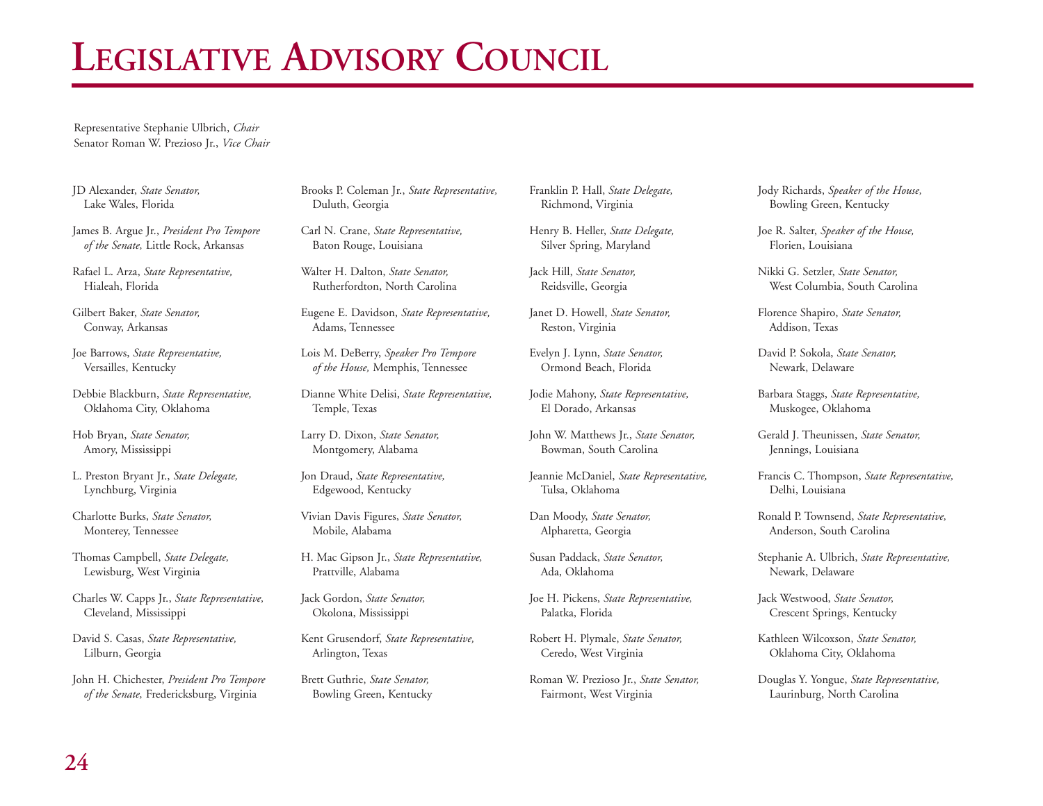# Legislative Advisory Council

Representative Stephanie Ulbrich, *Chair*
Senator Roman W. Prezioso Jr., *Vice Chair*

JD Alexander, *State Senator,*
Lake Wales, Florida

James B. Argue Jr., *President Pro Tempore of the Senate,* Little Rock, Arkansas

Rafael L. Arza, *State Representative,*
Hialeah, Florida

Gilbert Baker, *State Senator,*
Conway, Arkansas

Joe Barrows, *State Representative,*
Versailles, Kentucky

Debbie Blackburn, *State Representative,*
Oklahoma City, Oklahoma

Hob Bryan, *State Senator,*
Amory, Mississippi

L. Preston Bryant Jr., *State Delegate,*
Lynchburg, Virginia

Charlotte Burks, *State Senator,*
Monterey, Tennessee

Thomas Campbell, *State Delegate,*
Lewisburg, West Virginia

Charles W. Capps Jr., *State Representative,*
Cleveland, Mississippi

David S. Casas, *State Representative,*
Lilburn, Georgia

John H. Chichester, *President Pro Tempore of the Senate,* Fredericksburg, Virginia

Brooks P. Coleman Jr., *State Representative,*
Duluth, Georgia

Carl N. Crane, *State Representative,*
Baton Rouge, Louisiana

Walter H. Dalton, *State Senator,*
Rutherfordton, North Carolina

Eugene E. Davidson, *State Representative,*
Adams, Tennessee

Lois M. DeBerry, *Speaker Pro Tempore of the House,* Memphis, Tennessee

Dianne White Delisi, *State Representative,*
Temple, Texas

Larry D. Dixon, *State Senator,*
Montgomery, Alabama

Jon Draud, *State Representative,*
Edgewood, Kentucky

Vivian Davis Figures, *State Senator,*
Mobile, Alabama

H. Mac Gipson Jr., *State Representative,*
Prattville, Alabama

Jack Gordon, *State Senator,*
Okolona, Mississippi

Kent Grusendorf, *State Representative,*
Arlington, Texas

Brett Guthrie, *State Senator,*
Bowling Green, Kentucky

Franklin P. Hall, *State Delegate,*
Richmond, Virginia

Henry B. Heller, *State Delegate,*
Silver Spring, Maryland

Jack Hill, *State Senator,*
Reidsville, Georgia

Janet D. Howell, *State Senator,*
Reston, Virginia

Evelyn J. Lynn, *State Senator,*
Ormond Beach, Florida

Jodie Mahony, *State Representative,*
El Dorado, Arkansas

John W. Matthews Jr., *State Senator,*
Bowman, South Carolina

Jeannie McDaniel, *State Representative,*
Tulsa, Oklahoma

Dan Moody, *State Senator,*
Alpharetta, Georgia

Susan Paddack, *State Senator,*
Ada, Oklahoma

Joe H. Pickens, *State Representative,*
Palatka, Florida

Robert H. Plymale, *State Senator,*
Ceredo, West Virginia

Roman W. Prezioso Jr., *State Senator,*
Fairmont, West Virginia

Jody Richards, *Speaker of the House,*
Bowling Green, Kentucky

Joe R. Salter, *Speaker of the House,*
Florien, Louisiana

Nikki G. Setzler, *State Senator,*
West Columbia, South Carolina

Florence Shapiro, *State Senator,*
Addison, Texas

David P. Sokola, *State Senator,*
Newark, Delaware

Barbara Staggs, *State Representative,*
Muskogee, Oklahoma

Gerald J. Theunissen, *State Senator,*
Jennings, Louisiana

Francis C. Thompson, *State Representative,*
Delhi, Louisiana

Ronald P. Townsend, *State Representative,*
Anderson, South Carolina

Stephanie A. Ulbrich, *State Representative,*
Newark, Delaware

Jack Westwood, *State Senator,*
Crescent Springs, Kentucky

Kathleen Wilcoxson, *State Senator,*
Oklahoma City, Oklahoma

Douglas Y. Yongue, *State Representative,*
Laurinburg, North Carolina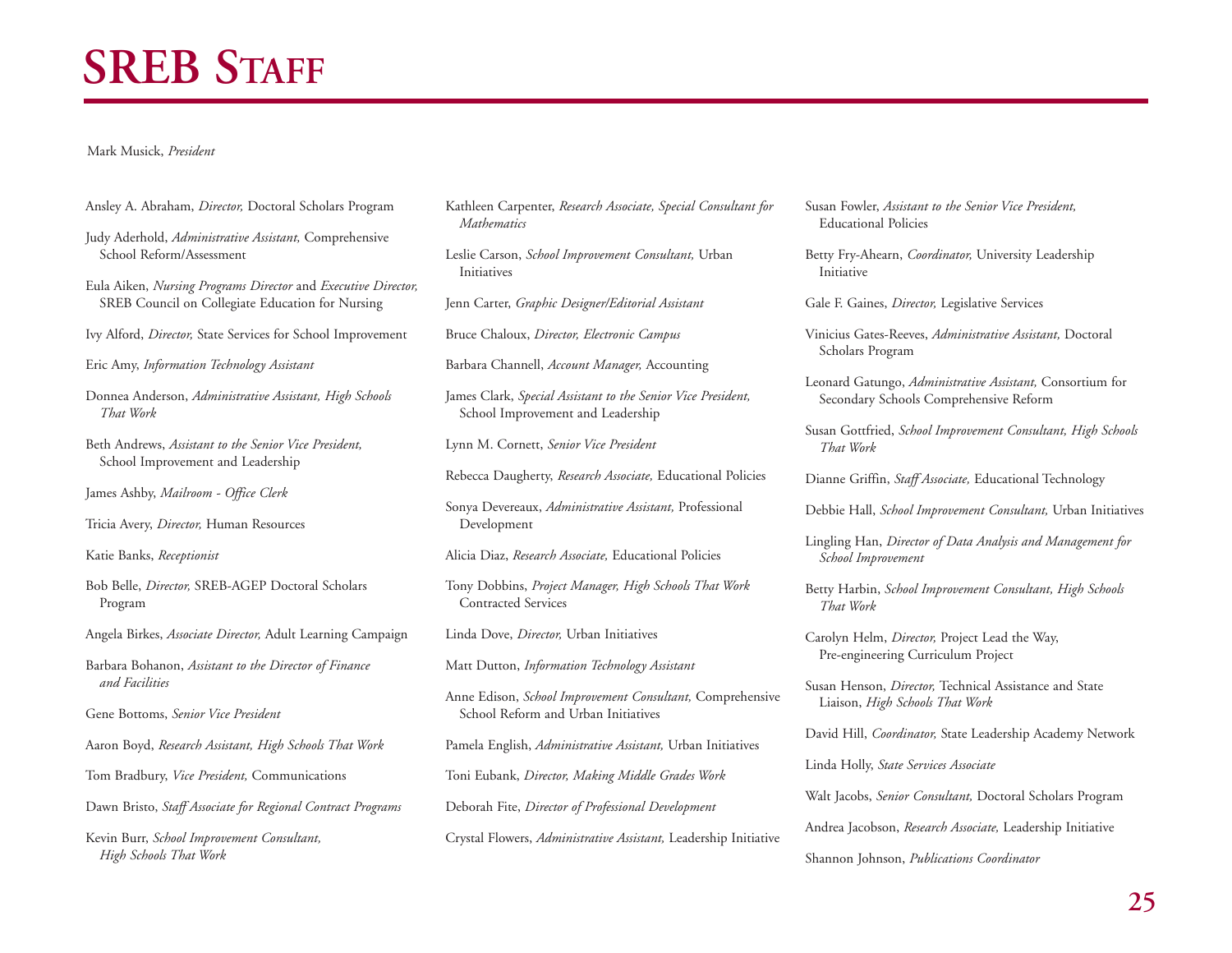# SREB Staff

Mark Musick, *President*

Ansley A. Abraham, *Director,* Doctoral Scholars Program

Judy Aderhold, *Administrative Assistant,* Comprehensive School Reform/Assessment

Eula Aiken, *Nursing Programs Director* and *Executive Director,* SREB Council on Collegiate Education for Nursing

Ivy Alford, *Director,* State Services for School Improvement

Eric Amy, *Information Technology Assistant*

Donnea Anderson, *Administrative Assistant, High Schools That Work*

Beth Andrews, *Assistant to the Senior Vice President,* School Improvement and Leadership

James Ashby, *Mailroom - Office Clerk*

Tricia Avery, *Director,* Human Resources

Katie Banks, *Receptionist*

Bob Belle, *Director,* SREB-AGEP Doctoral Scholars Program

Angela Birkes, *Associate Director,* Adult Learning Campaign

Barbara Bohanon, *Assistant to the Director of Finance and Facilities*

Gene Bottoms, *Senior Vice President*

Aaron Boyd, *Research Assistant, High Schools That Work*

Tom Bradbury, *Vice President,* Communications

Dawn Bristo, *Staff Associate for Regional Contract Programs*

Kevin Burr, *School Improvement Consultant, High Schools That Work*

Kathleen Carpenter, *Research Associate, Special Consultant for Mathematics*

Leslie Carson, *School Improvement Consultant,* Urban Initiatives

Jenn Carter, *Graphic Designer/Editorial Assistant*

Bruce Chaloux, *Director, Electronic Campus*

Barbara Channell, *Account Manager,* Accounting

James Clark, *Special Assistant to the Senior Vice President,* School Improvement and Leadership

Lynn M. Cornett, *Senior Vice President*

Rebecca Daugherty, *Research Associate,* Educational Policies

Sonya Devereaux, *Administrative Assistant,* Professional Development

Alicia Diaz, *Research Associate,* Educational Policies

Tony Dobbins, *Project Manager, High Schools That Work* Contracted Services

Linda Dove, *Director,* Urban Initiatives

Matt Dutton, *Information Technology Assistant*

Anne Edison, *School Improvement Consultant,* Comprehensive School Reform and Urban Initiatives

Pamela English, *Administrative Assistant,* Urban Initiatives

Toni Eubank, *Director, Making Middle Grades Work*

Deborah Fite, *Director of Professional Development*

Crystal Flowers, *Administrative Assistant,* Leadership Initiative

Susan Fowler, *Assistant to the Senior Vice President,* Educational Policies

Betty Fry-Ahearn, *Coordinator,* University Leadership Initiative

Gale F. Gaines, *Director,* Legislative Services

Vinicius Gates-Reeves, *Administrative Assistant,* Doctoral Scholars Program

Leonard Gatungo, *Administrative Assistant,* Consortium for Secondary Schools Comprehensive Reform

Susan Gottfried, *School Improvement Consultant, High Schools That Work*

Dianne Griffin, *Staff Associate,* Educational Technology

Debbie Hall, *School Improvement Consultant,* Urban Initiatives

Lingling Han, *Director of Data Analysis and Management for School Improvement*

Betty Harbin, *School Improvement Consultant, High Schools That Work*

Carolyn Helm, *Director,* Project Lead the Way, Pre-engineering Curriculum Project

Susan Henson, *Director,* Technical Assistance and State Liaison, *High Schools That Work*

David Hill, *Coordinator,* State Leadership Academy Network

Linda Holly, *State Services Associate*

Walt Jacobs, *Senior Consultant,* Doctoral Scholars Program

Andrea Jacobson, *Research Associate,* Leadership Initiative

Shannon Johnson, *Publications Coordinator*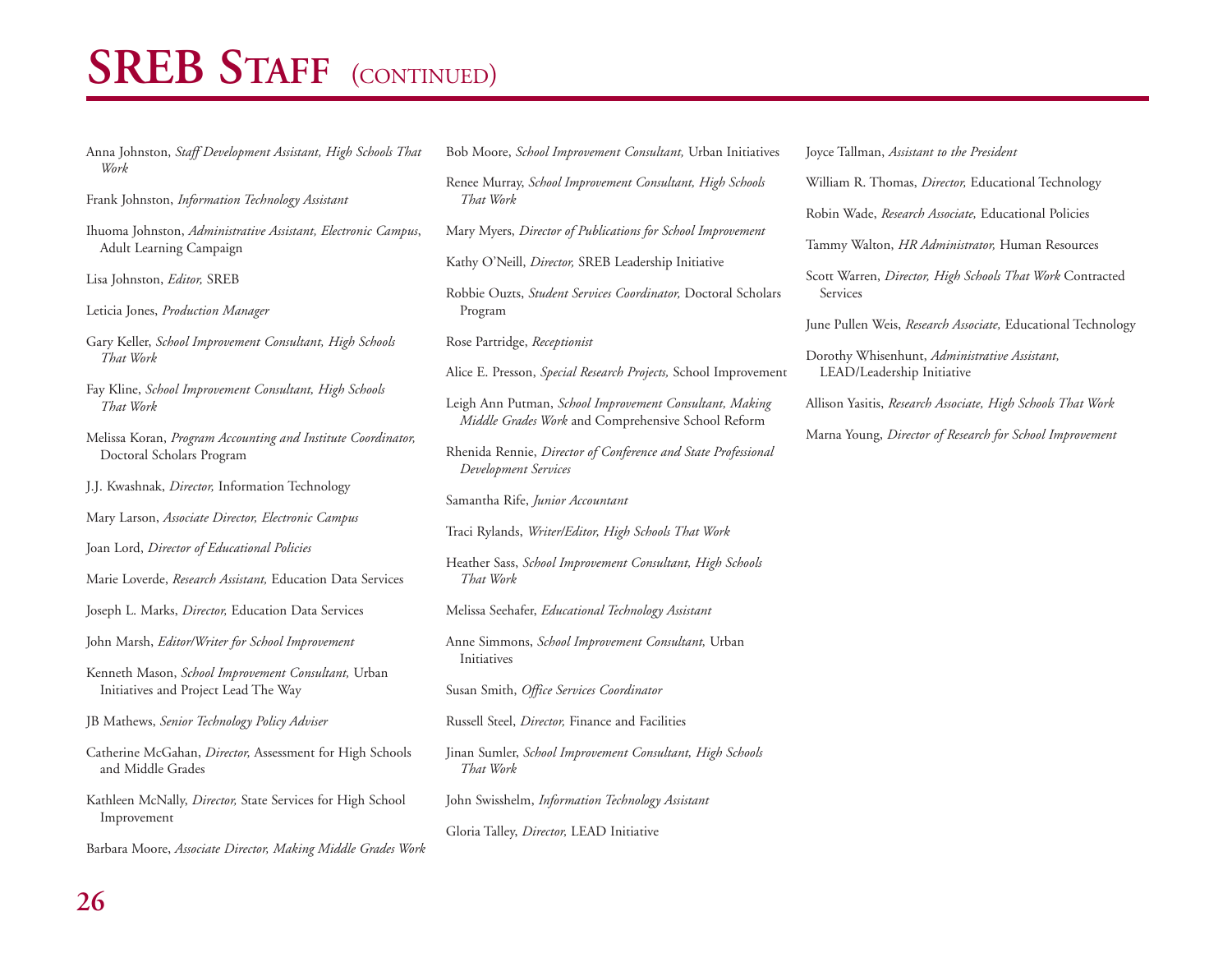# SREB Staff (continued)

Anna Johnston, *Staff Development Assistant, High Schools That Work*

Frank Johnston, *Information Technology Assistant*

Ihuoma Johnston, *Administrative Assistant, Electronic Campus*, Adult Learning Campaign

Lisa Johnston, *Editor,* SREB

Leticia Jones, *Production Manager*

Gary Keller, *School Improvement Consultant, High Schools That Work*

Fay Kline, *School Improvement Consultant, High Schools That Work*

Melissa Koran, *Program Accounting and Institute Coordinator,* Doctoral Scholars Program

J.J. Kwashnak, *Director,* Information Technology

Mary Larson, *Associate Director, Electronic Campus*

Joan Lord, *Director of Educational Policies*

Marie Loverde, *Research Assistant,* Education Data Services

Joseph L. Marks, *Director,* Education Data Services

John Marsh, *Editor/Writer for School Improvement*

Kenneth Mason, *School Improvement Consultant,* Urban Initiatives and Project Lead The Way

JB Mathews, *Senior Technology Policy Adviser*

Catherine McGahan, *Director,* Assessment for High Schools and Middle Grades

Kathleen McNally, *Director,* State Services for High School Improvement

Barbara Moore, *Associate Director, Making Middle Grades Work*

Bob Moore, *School Improvement Consultant,* Urban Initiatives

Renee Murray, *School Improvement Consultant, High Schools That Work*

Mary Myers, *Director of Publications for School Improvement*

Kathy O'Neill, *Director,* SREB Leadership Initiative

Robbie Ouzts, *Student Services Coordinator,* Doctoral Scholars Program

Rose Partridge, *Receptionist*

Alice E. Presson, *Special Research Projects,* School Improvement

Leigh Ann Putman, *School Improvement Consultant, Making Middle Grades Work* and Comprehensive School Reform

Rhenida Rennie, *Director of Conference and State Professional Development Services*

Samantha Rife, *Junior Accountant*

Traci Rylands, *Writer/Editor, High Schools That Work*

Heather Sass, *School Improvement Consultant, High Schools That Work*

Melissa Seehafer, *Educational Technology Assistant*

Anne Simmons, *School Improvement Consultant,* Urban Initiatives

Susan Smith, *Office Services Coordinator*

Russell Steel, *Director,* Finance and Facilities

Jinan Sumler, *School Improvement Consultant, High Schools That Work*

John Swisshelm, *Information Technology Assistant*

Gloria Talley, *Director,* LEAD Initiative

Joyce Tallman, *Assistant to the President*

William R. Thomas, *Director,* Educational Technology

Robin Wade, *Research Associate,* Educational Policies

Tammy Walton, *HR Administrator,* Human Resources

Scott Warren, *Director, High Schools That Work* Contracted Services

June Pullen Weis, *Research Associate,* Educational Technology

Dorothy Whisenhunt, *Administrative Assistant,* LEAD/Leadership Initiative

Allison Yasitis, *Research Associate, High Schools That Work*

Marna Young, *Director of Research for School Improvement*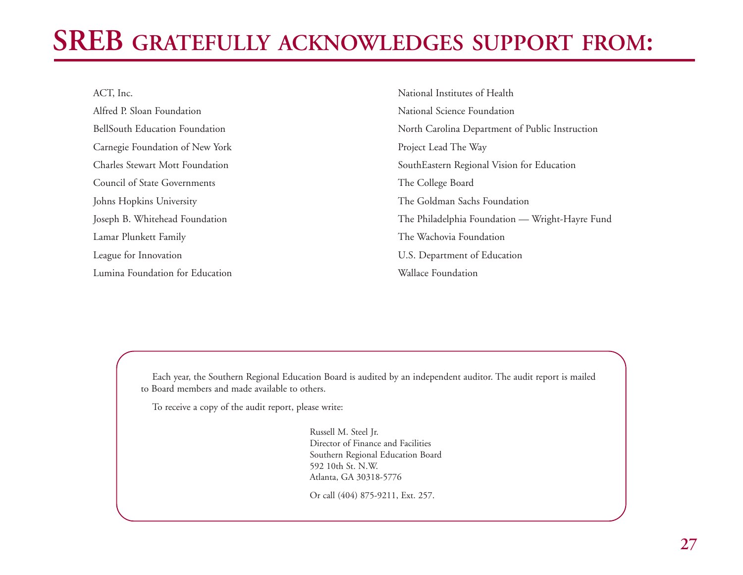# SREB GRATEFULLY ACKNOWLEDGES SUPPORT FROM:

ACT, Inc.

Alfred P. Sloan Foundation

BellSouth Education Foundation

Carnegie Foundation of New York

Charles Stewart Mott Foundation

Council of State Governments

Johns Hopkins University

Joseph B. Whitehead Foundation

Lamar Plunkett Family

League for Innovation

Lumina Foundation for Education

National Institutes of Health

National Science Foundation

North Carolina Department of Public Instruction

Project Lead The Way

SouthEastern Regional Vision for Education

The College Board

The Goldman Sachs Foundation

The Philadelphia Foundation — Wright-Hayre Fund

The Wachovia Foundation

U.S. Department of Education

Wallace Foundation

Each year, the Southern Regional Education Board is audited by an independent auditor. The audit report is mailed to Board members and made available to others.

To receive a copy of the audit report, please write:

Russell M. Steel Jr.
Director of Finance and Facilities
Southern Regional Education Board
592 10th St. N.W.
Atlanta, GA 30318-5776

Or call (404) 875-9211, Ext. 257.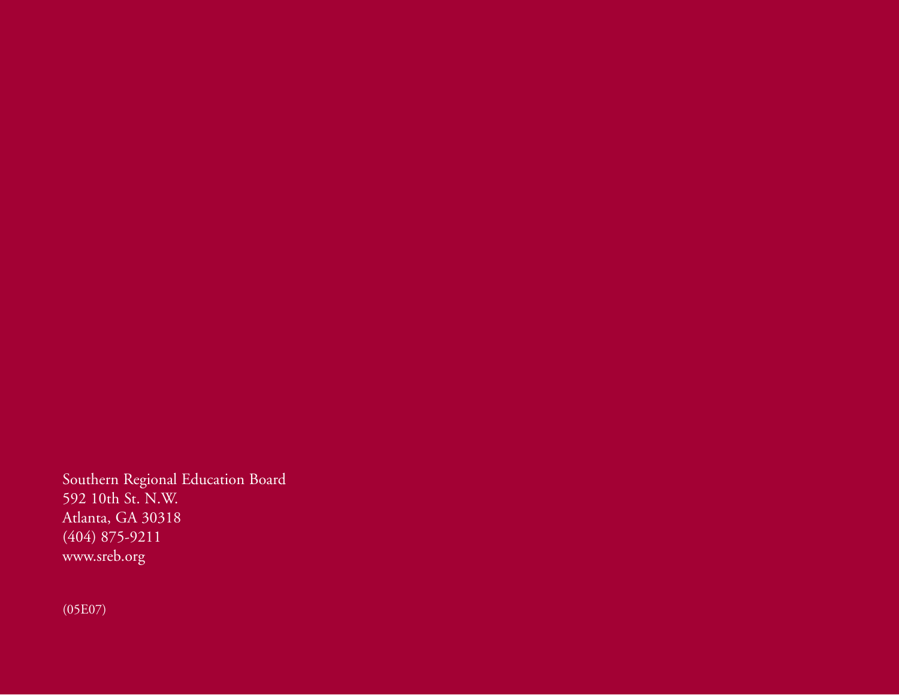Southern Regional Education Board
592 10th St. N.W.
Atlanta, GA 30318
(404) 875-9211
www.sreb.org

(05E07)